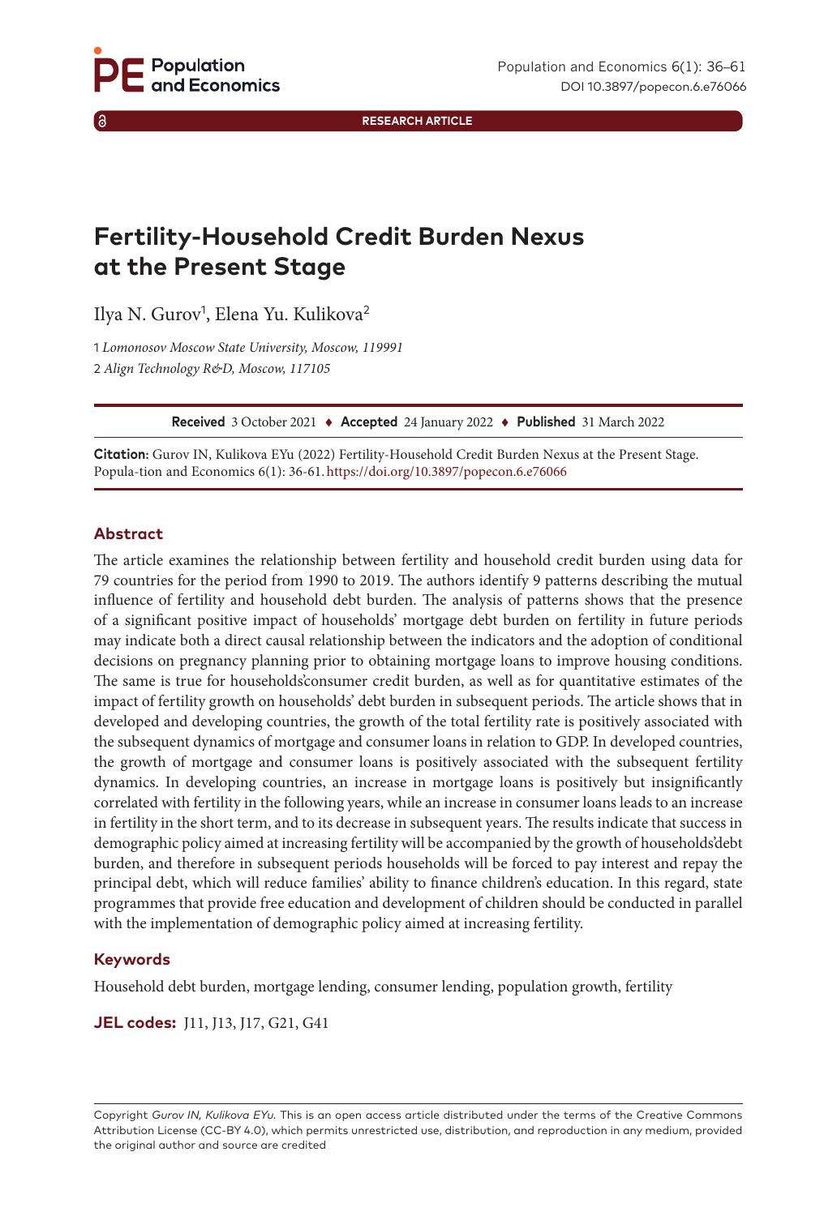RESEARCH ARTICLE

# Fertility-Household Credit Burden Nexus at the Present Stage

Ilya N. Gurov[1], Elena Yu. Kulikova[2]

1 *Lomonosov Moscow State University, Moscow, 119991*

2 *Align Technology R&D, Moscow, 117105*

**Received** 3 October 2021 ♦ **Accepted** 24 January 2022 ♦ **Published** 31 March 2022

**Citation:** Gurov IN, Kulikova EYu (2022) Fertility-Household Credit Burden Nexus at the Present Stage. Popula-tion and Economics 6(1): 36-61. https://doi.org/10.3897/popecon.6.e76066

## Abstract

The article examines the relationship between fertility and household credit burden using data for 79 countries for the period from 1990 to 2019. The authors identify 9 patterns describing the mutual influence of fertility and household debt burden. The analysis of patterns shows that the presence of a significant positive impact of households' mortgage debt burden on fertility in future periods may indicate both a direct causal relationship between the indicators and the adoption of conditional decisions on pregnancy planning prior to obtaining mortgage loans to improve housing conditions. The same is true for households'consumer credit burden, as well as for quantitative estimates of the impact of fertility growth on households' debt burden in subsequent periods. The article shows that in developed and developing countries, the growth of the total fertility rate is positively associated with the subsequent dynamics of mortgage and consumer loans in relation to GDP. In developed countries, the growth of mortgage and consumer loans is positively associated with the subsequent fertility dynamics. In developing countries, an increase in mortgage loans is positively but insignificantly correlated with fertility in the following years, while an increase in consumer loans leads to an increase in fertility in the short term, and to its decrease in subsequent years. The results indicate that success in demographic policy aimed at increasing fertility will be accompanied by the growth of households'debt burden, and therefore in subsequent periods households will be forced to pay interest and repay the principal debt, which will reduce families' ability to finance children's education. In this regard, state programmes that provide free education and development of children should be conducted in parallel with the implementation of demographic policy aimed at increasing fertility.

## Keywords

Household debt burden, mortgage lending, consumer lending, population growth, fertility

**JEL codes:** J11, J13, J17, G21, G41

Copyright *Gurov IN, Kulikova EYu.* This is an open access article distributed under the terms of the Creative Commons Attribution License (CC-BY 4.0), which permits unrestricted use, distribution, and reproduction in any medium, provided the original author and source are credited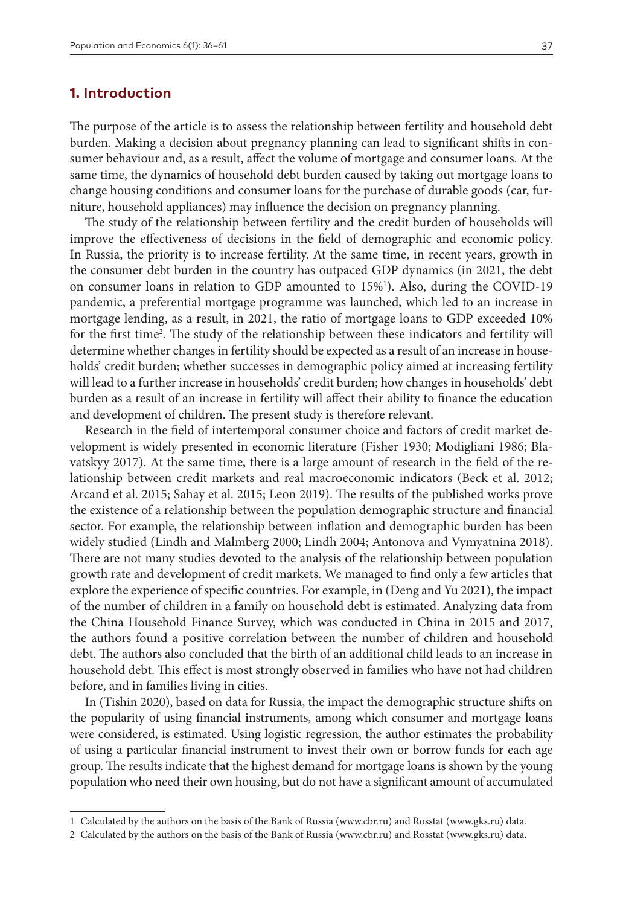## 1. Introduction

The purpose of the article is to assess the relationship between fertility and household debt burden. Making a decision about pregnancy planning can lead to significant shifts in consumer behaviour and, as a result, affect the volume of mortgage and consumer loans. At the same time, the dynamics of household debt burden caused by taking out mortgage loans to change housing conditions and consumer loans for the purchase of durable goods (car, furniture, household appliances) may influence the decision on pregnancy planning.

The study of the relationship between fertility and the credit burden of households will improve the effectiveness of decisions in the field of demographic and economic policy. In Russia, the priority is to increase fertility. At the same time, in recent years, growth in the consumer debt burden in the country has outpaced GDP dynamics (in 2021, the debt on consumer loans in relation to GDP amounted to 15%[1]). Also, during the COVID-19 pandemic, a preferential mortgage programme was launched, which led to an increase in mortgage lending, as a result, in 2021, the ratio of mortgage loans to GDP exceeded 10% for the first time[2]. The study of the relationship between these indicators and fertility will determine whether changes in fertility should be expected as a result of an increase in households' credit burden; whether successes in demographic policy aimed at increasing fertility will lead to a further increase in households' credit burden; how changes in households' debt burden as a result of an increase in fertility will affect their ability to finance the education and development of children. The present study is therefore relevant.

Research in the field of intertemporal consumer choice and factors of credit market development is widely presented in economic literature (Fisher 1930; Modigliani 1986; Blavatskyy 2017). At the same time, there is a large amount of research in the field of the relationship between credit markets and real macroeconomic indicators (Beck et al. 2012; Arcand et al. 2015; Sahay et al. 2015; Leon 2019). The results of the published works prove the existence of a relationship between the population demographic structure and financial sector. For example, the relationship between inflation and demographic burden has been widely studied (Lindh and Malmberg 2000; Lindh 2004; Antonova and Vymyatnina 2018). There are not many studies devoted to the analysis of the relationship between population growth rate and development of credit markets. We managed to find only a few articles that explore the experience of specific countries. For example, in (Deng and Yu 2021), the impact of the number of children in a family on household debt is estimated. Analyzing data from the China Household Finance Survey, which was conducted in China in 2015 and 2017, the authors found a positive correlation between the number of children and household debt. The authors also concluded that the birth of an additional child leads to an increase in household debt. This effect is most strongly observed in families who have not had children before, and in families living in cities.

In (Tishin 2020), based on data for Russia, the impact the demographic structure shifts on the popularity of using financial instruments, among which consumer and mortgage loans were considered, is estimated. Using logistic regression, the author estimates the probability of using a particular financial instrument to invest their own or borrow funds for each age group. The results indicate that the highest demand for mortgage loans is shown by the young population who need their own housing, but do not have a significant amount of accumulated

[1] Calculated by the authors on the basis of the Bank of Russia (www.cbr.ru) and Rosstat (www.gks.ru) data.

[2] Calculated by the authors on the basis of the Bank of Russia (www.cbr.ru) and Rosstat (www.gks.ru) data.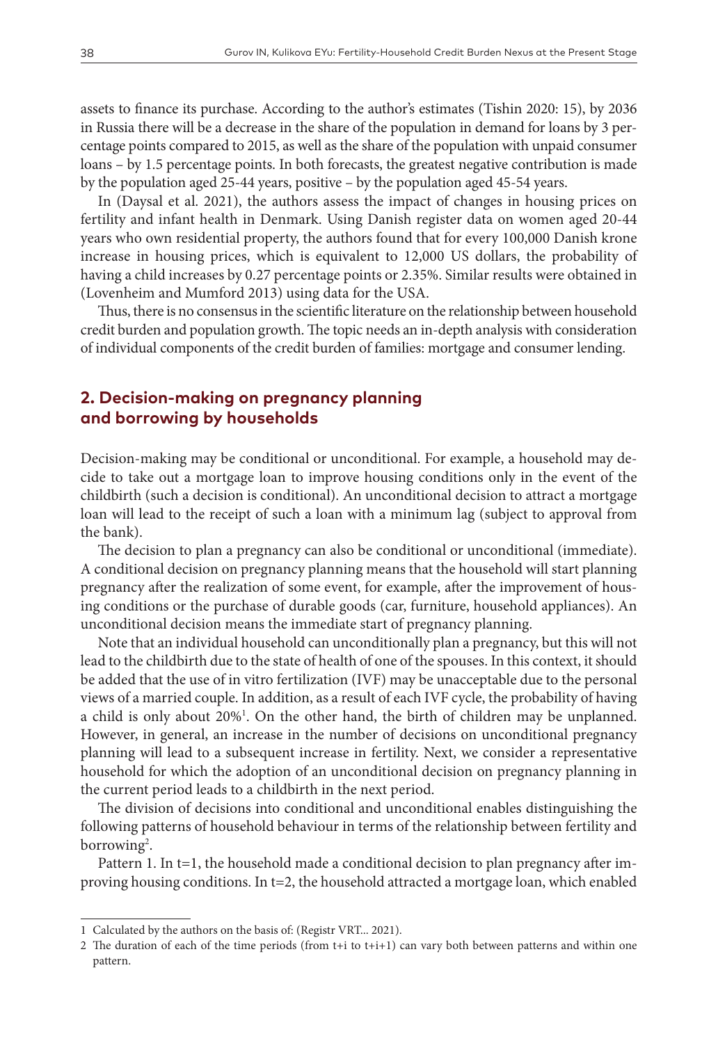assets to finance its purchase. According to the author's estimates (Tishin 2020: 15), by 2036 in Russia there will be a decrease in the share of the population in demand for loans by 3 percentage points compared to 2015, as well as the share of the population with unpaid consumer loans – by 1.5 percentage points. In both forecasts, the greatest negative contribution is made by the population aged 25-44 years, positive – by the population aged 45-54 years.

In (Daysal et al. 2021), the authors assess the impact of changes in housing prices on fertility and infant health in Denmark. Using Danish register data on women aged 20-44 years who own residential property, the authors found that for every 100,000 Danish krone increase in housing prices, which is equivalent to 12,000 US dollars, the probability of having a child increases by 0.27 percentage points or 2.35%. Similar results were obtained in (Lovenheim and Mumford 2013) using data for the USA.

Thus, there is no consensus in the scientific literature on the relationship between household credit burden and population growth. The topic needs an in-depth analysis with consideration of individual components of the credit burden of families: mortgage and consumer lending.

## 2. Decision-making on pregnancy planning and borrowing by households

Decision-making may be conditional or unconditional. For example, a household may decide to take out a mortgage loan to improve housing conditions only in the event of the childbirth (such a decision is conditional). An unconditional decision to attract a mortgage loan will lead to the receipt of such a loan with a minimum lag (subject to approval from the bank).

The decision to plan a pregnancy can also be conditional or unconditional (immediate). A conditional decision on pregnancy planning means that the household will start planning pregnancy after the realization of some event, for example, after the improvement of housing conditions or the purchase of durable goods (car, furniture, household appliances). An unconditional decision means the immediate start of pregnancy planning.

Note that an individual household can unconditionally plan a pregnancy, but this will not lead to the childbirth due to the state of health of one of the spouses. In this context, it should be added that the use of in vitro fertilization (IVF) may be unacceptable due to the personal views of a married couple. In addition, as a result of each IVF cycle, the probability of having a child is only about 20%[1]. On the other hand, the birth of children may be unplanned. However, in general, an increase in the number of decisions on unconditional pregnancy planning will lead to a subsequent increase in fertility. Next, we consider a representative household for which the adoption of an unconditional decision on pregnancy planning in the current period leads to a childbirth in the next period.

The division of decisions into conditional and unconditional enables distinguishing the following patterns of household behaviour in terms of the relationship between fertility and borrowing[2].

Pattern 1. In t=1, the household made a conditional decision to plan pregnancy after improving housing conditions. In t=2, the household attracted a mortgage loan, which enabled

---

1 Calculated by the authors on the basis of: (Registr VRT... 2021).

2 The duration of each of the time periods (from t+i to t+i+1) can vary both between patterns and within one pattern.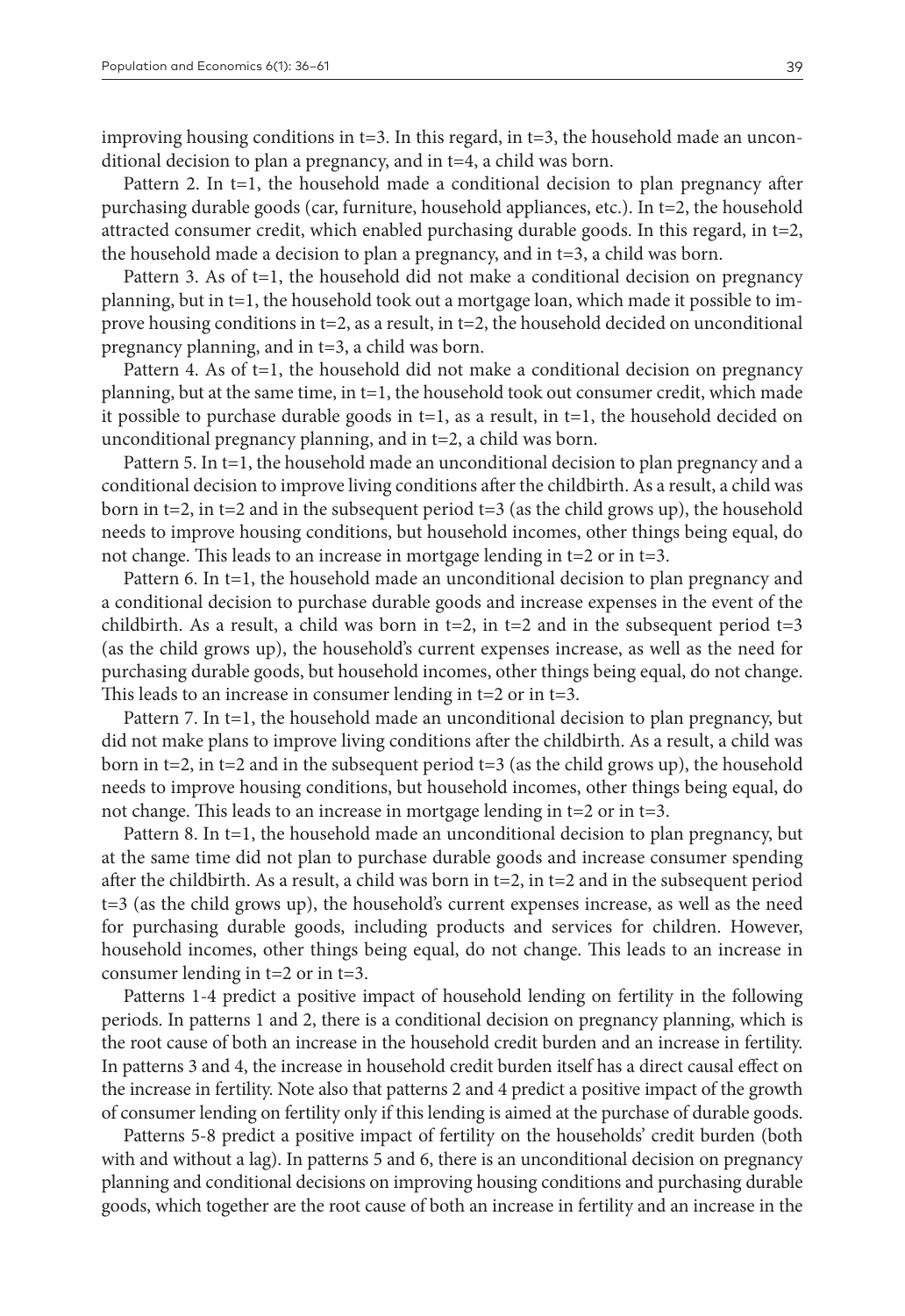improving housing conditions in t=3. In this regard, in t=3, the household made an unconditional decision to plan a pregnancy, and in t=4, a child was born.

Pattern 2. In t=1, the household made a conditional decision to plan pregnancy after purchasing durable goods (car, furniture, household appliances, etc.). In t=2, the household attracted consumer credit, which enabled purchasing durable goods. In this regard, in t=2, the household made a decision to plan a pregnancy, and in t=3, a child was born.

Pattern 3. As of t=1, the household did not make a conditional decision on pregnancy planning, but in t=1, the household took out a mortgage loan, which made it possible to improve housing conditions in t=2, as a result, in t=2, the household decided on unconditional pregnancy planning, and in t=3, a child was born.

Pattern 4. As of t=1, the household did not make a conditional decision on pregnancy planning, but at the same time, in t=1, the household took out consumer credit, which made it possible to purchase durable goods in t=1, as a result, in t=1, the household decided on unconditional pregnancy planning, and in t=2, a child was born.

Pattern 5. In t=1, the household made an unconditional decision to plan pregnancy and a conditional decision to improve living conditions after the childbirth. As a result, a child was born in t=2, in t=2 and in the subsequent period t=3 (as the child grows up), the household needs to improve housing conditions, but household incomes, other things being equal, do not change. This leads to an increase in mortgage lending in t=2 or in t=3.

Pattern 6. In t=1, the household made an unconditional decision to plan pregnancy and a conditional decision to purchase durable goods and increase expenses in the event of the childbirth. As a result, a child was born in t=2, in t=2 and in the subsequent period t=3 (as the child grows up), the household's current expenses increase, as well as the need for purchasing durable goods, but household incomes, other things being equal, do not change. This leads to an increase in consumer lending in t=2 or in t=3.

Pattern 7. In t=1, the household made an unconditional decision to plan pregnancy, but did not make plans to improve living conditions after the childbirth. As a result, a child was born in t=2, in t=2 and in the subsequent period t=3 (as the child grows up), the household needs to improve housing conditions, but household incomes, other things being equal, do not change. This leads to an increase in mortgage lending in t=2 or in t=3.

Pattern 8. In t=1, the household made an unconditional decision to plan pregnancy, but at the same time did not plan to purchase durable goods and increase consumer spending after the childbirth. As a result, a child was born in t=2, in t=2 and in the subsequent period t=3 (as the child grows up), the household's current expenses increase, as well as the need for purchasing durable goods, including products and services for children. However, household incomes, other things being equal, do not change. This leads to an increase in consumer lending in t=2 or in t=3.

Patterns 1-4 predict a positive impact of household lending on fertility in the following periods. In patterns 1 and 2, there is a conditional decision on pregnancy planning, which is the root cause of both an increase in the household credit burden and an increase in fertility. In patterns 3 and 4, the increase in household credit burden itself has a direct causal effect on the increase in fertility. Note also that patterns 2 and 4 predict a positive impact of the growth of consumer lending on fertility only if this lending is aimed at the purchase of durable goods.

Patterns 5-8 predict a positive impact of fertility on the households' credit burden (both with and without a lag). In patterns 5 and 6, there is an unconditional decision on pregnancy planning and conditional decisions on improving housing conditions and purchasing durable goods, which together are the root cause of both an increase in fertility and an increase in the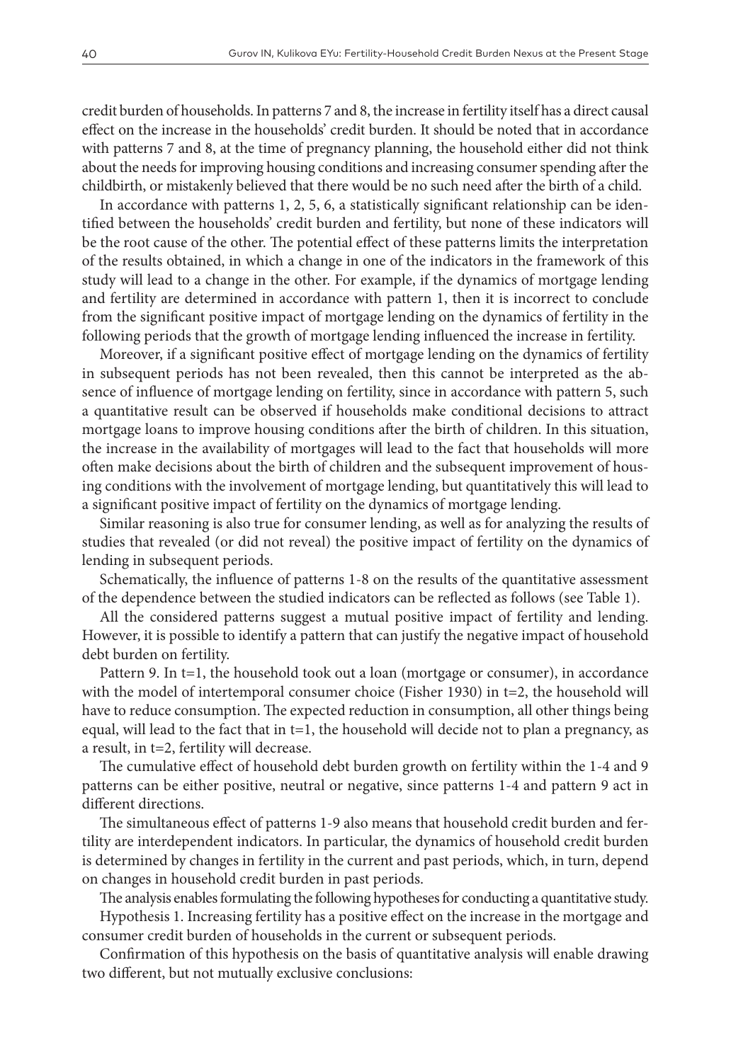credit burden of households. In patterns 7 and 8, the increase in fertility itself has a direct causal effect on the increase in the households' credit burden. It should be noted that in accordance with patterns 7 and 8, at the time of pregnancy planning, the household either did not think about the needs for improving housing conditions and increasing consumer spending after the childbirth, or mistakenly believed that there would be no such need after the birth of a child.

In accordance with patterns 1, 2, 5, 6, a statistically significant relationship can be identified between the households' credit burden and fertility, but none of these indicators will be the root cause of the other. The potential effect of these patterns limits the interpretation of the results obtained, in which a change in one of the indicators in the framework of this study will lead to a change in the other. For example, if the dynamics of mortgage lending and fertility are determined in accordance with pattern 1, then it is incorrect to conclude from the significant positive impact of mortgage lending on the dynamics of fertility in the following periods that the growth of mortgage lending influenced the increase in fertility.

Moreover, if a significant positive effect of mortgage lending on the dynamics of fertility in subsequent periods has not been revealed, then this cannot be interpreted as the absence of influence of mortgage lending on fertility, since in accordance with pattern 5, such a quantitative result can be observed if households make conditional decisions to attract mortgage loans to improve housing conditions after the birth of children. In this situation, the increase in the availability of mortgages will lead to the fact that households will more often make decisions about the birth of children and the subsequent improvement of housing conditions with the involvement of mortgage lending, but quantitatively this will lead to a significant positive impact of fertility on the dynamics of mortgage lending.

Similar reasoning is also true for consumer lending, as well as for analyzing the results of studies that revealed (or did not reveal) the positive impact of fertility on the dynamics of lending in subsequent periods.

Schematically, the influence of patterns 1-8 on the results of the quantitative assessment of the dependence between the studied indicators can be reflected as follows (see Table 1).

All the considered patterns suggest a mutual positive impact of fertility and lending. However, it is possible to identify a pattern that can justify the negative impact of household debt burden on fertility.

Pattern 9. In t=1, the household took out a loan (mortgage or consumer), in accordance with the model of intertemporal consumer choice (Fisher 1930) in t=2, the household will have to reduce consumption. The expected reduction in consumption, all other things being equal, will lead to the fact that in t=1, the household will decide not to plan a pregnancy, as a result, in t=2, fertility will decrease.

The cumulative effect of household debt burden growth on fertility within the 1-4 and 9 patterns can be either positive, neutral or negative, since patterns 1-4 and pattern 9 act in different directions.

The simultaneous effect of patterns 1-9 also means that household credit burden and fertility are interdependent indicators. In particular, the dynamics of household credit burden is determined by changes in fertility in the current and past periods, which, in turn, depend on changes in household credit burden in past periods.

The analysis enables formulating the following hypotheses for conducting a quantitative study.

Hypothesis 1. Increasing fertility has a positive effect on the increase in the mortgage and consumer credit burden of households in the current or subsequent periods.

Confirmation of this hypothesis on the basis of quantitative analysis will enable drawing two different, but not mutually exclusive conclusions: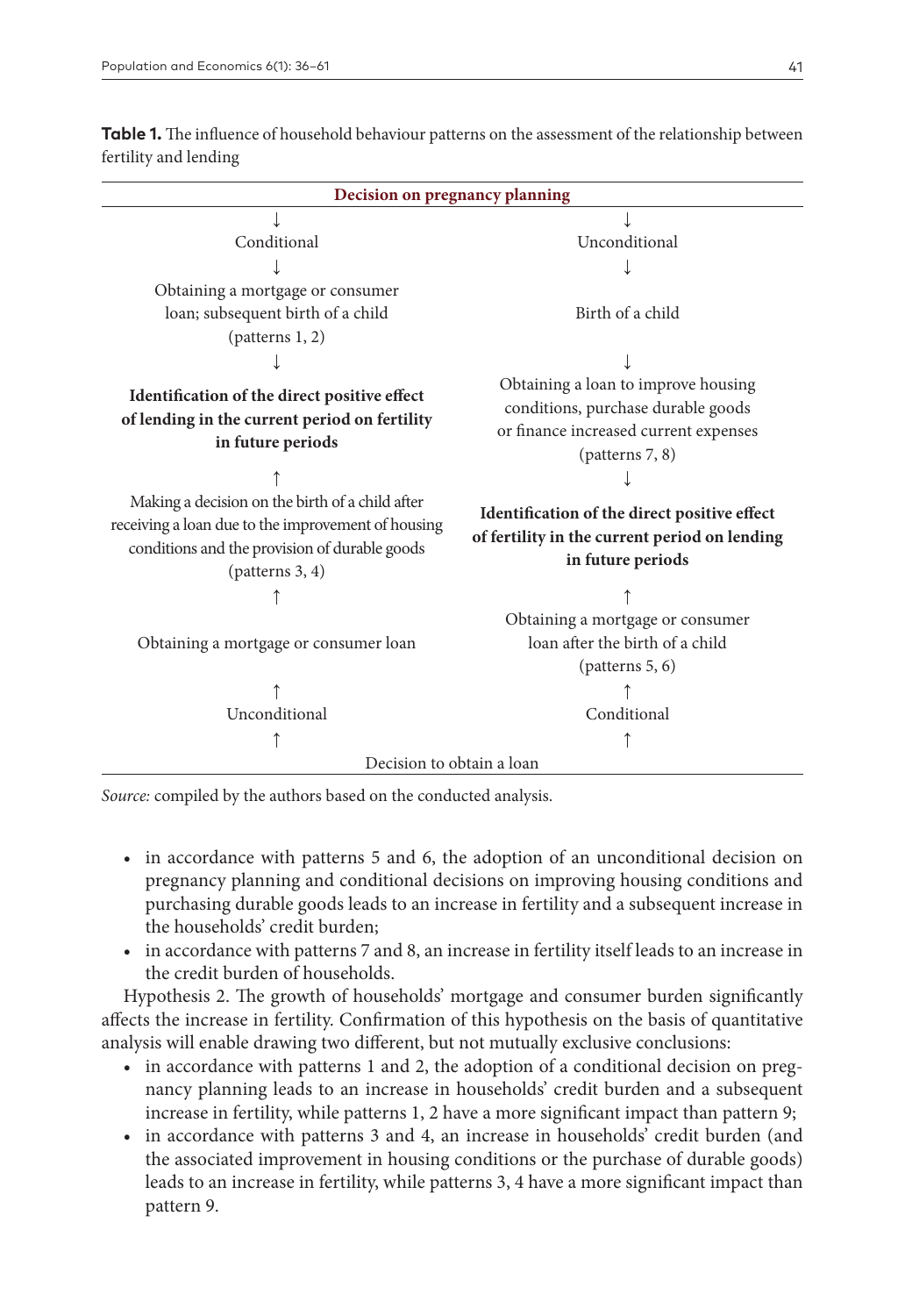**Table 1.** The influence of household behaviour patterns on the assessment of the relationship between fertility and lending

| Decision on pregnancy planning | |
|---|---|
| ↓ | ↓ |
| Conditional | Unconditional |
| ↓ | ↓ |
| Obtaining a mortgage or consumer loan; subsequent birth of a child (patterns 1, 2) | Birth of a child |
| ↓ | ↓ |
| **Identification of the direct positive effect of lending in the current period on fertility in future periods** | Obtaining a loan to improve housing conditions, purchase durable goods or finance increased current expenses (patterns 7, 8) |
| ↑ | ↓ |
| Making a decision on the birth of a child after receiving a loan due to the improvement of housing conditions and the provision of durable goods (patterns 3, 4) | **Identification of the direct positive effect of fertility in the current period on lending in future periods** |
| ↑ | ↑ |
| Obtaining a mortgage or consumer loan | Obtaining a mortgage or consumer loan after the birth of a child (patterns 5, 6) |
| ↑ | ↑ |
| Unconditional | Conditional |
| ↑ | ↑ |
| Decision to obtain a loan | |

*Source:* compiled by the authors based on the conducted analysis.

- in accordance with patterns 5 and 6, the adoption of an unconditional decision on pregnancy planning and conditional decisions on improving housing conditions and purchasing durable goods leads to an increase in fertility and a subsequent increase in the households' credit burden;
- in accordance with patterns 7 and 8, an increase in fertility itself leads to an increase in the credit burden of households.

Hypothesis 2. The growth of households' mortgage and consumer burden significantly affects the increase in fertility. Confirmation of this hypothesis on the basis of quantitative analysis will enable drawing two different, but not mutually exclusive conclusions:

- in accordance with patterns 1 and 2, the adoption of a conditional decision on pregnancy planning leads to an increase in households' credit burden and a subsequent increase in fertility, while patterns 1, 2 have a more significant impact than pattern 9;
- in accordance with patterns 3 and 4, an increase in households' credit burden (and the associated improvement in housing conditions or the purchase of durable goods) leads to an increase in fertility, while patterns 3, 4 have a more significant impact than pattern 9.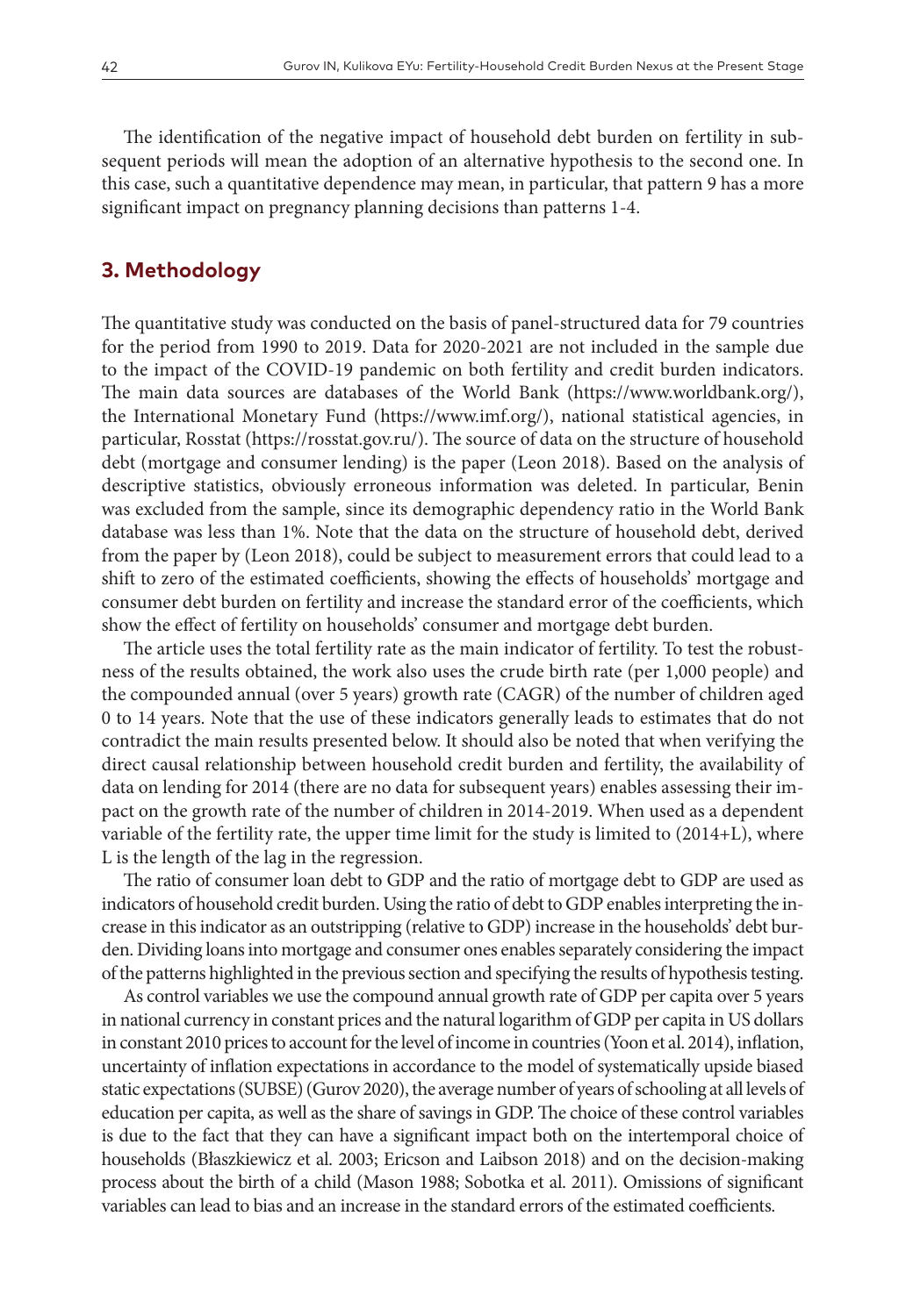The identification of the negative impact of household debt burden on fertility in subsequent periods will mean the adoption of an alternative hypothesis to the second one. In this case, such a quantitative dependence may mean, in particular, that pattern 9 has a more significant impact on pregnancy planning decisions than patterns 1-4.

## 3. Methodology

The quantitative study was conducted on the basis of panel-structured data for 79 countries for the period from 1990 to 2019. Data for 2020-2021 are not included in the sample due to the impact of the COVID-19 pandemic on both fertility and credit burden indicators. The main data sources are databases of the World Bank (https://www.worldbank.org/), the International Monetary Fund (https://www.imf.org/), national statistical agencies, in particular, Rosstat (https://rosstat.gov.ru/). The source of data on the structure of household debt (mortgage and consumer lending) is the paper (Leon 2018). Based on the analysis of descriptive statistics, obviously erroneous information was deleted. In particular, Benin was excluded from the sample, since its demographic dependency ratio in the World Bank database was less than 1%. Note that the data on the structure of household debt, derived from the paper by (Leon 2018), could be subject to measurement errors that could lead to a shift to zero of the estimated coefficients, showing the effects of households' mortgage and consumer debt burden on fertility and increase the standard error of the coefficients, which show the effect of fertility on households' consumer and mortgage debt burden.

The article uses the total fertility rate as the main indicator of fertility. To test the robustness of the results obtained, the work also uses the crude birth rate (per 1,000 people) and the compounded annual (over 5 years) growth rate (CAGR) of the number of children aged 0 to 14 years. Note that the use of these indicators generally leads to estimates that do not contradict the main results presented below. It should also be noted that when verifying the direct causal relationship between household credit burden and fertility, the availability of data on lending for 2014 (there are no data for subsequent years) enables assessing their impact on the growth rate of the number of children in 2014-2019. When used as a dependent variable of the fertility rate, the upper time limit for the study is limited to (2014+L), where L is the length of the lag in the regression.

The ratio of consumer loan debt to GDP and the ratio of mortgage debt to GDP are used as indicators of household credit burden. Using the ratio of debt to GDP enables interpreting the increase in this indicator as an outstripping (relative to GDP) increase in the households' debt burden. Dividing loans into mortgage and consumer ones enables separately considering the impact of the patterns highlighted in the previous section and specifying the results of hypothesis testing.

As control variables we use the compound annual growth rate of GDP per capita over 5 years in national currency in constant prices and the natural logarithm of GDP per capita in US dollars in constant 2010 prices to account for the level of income in countries (Yoon et al. 2014), inflation, uncertainty of inflation expectations in accordance to the model of systematically upside biased static expectations (SUBSE) (Gurov 2020), the average number of years of schooling at all levels of education per capita, as well as the share of savings in GDP. The choice of these control variables is due to the fact that they can have a significant impact both on the intertemporal choice of households (Błaszkiewicz et al. 2003; Ericson and Laibson 2018) and on the decision-making process about the birth of a child (Mason 1988; Sobotka et al. 2011). Omissions of significant variables can lead to bias and an increase in the standard errors of the estimated coefficients.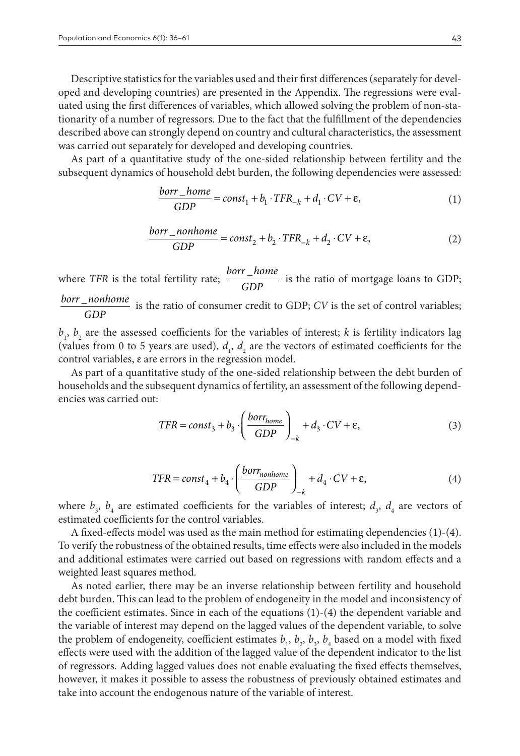Descriptive statistics for the variables used and their first differences (separately for developed and developing countries) are presented in the Appendix. The regressions were evaluated using the first differences of variables, which allowed solving the problem of non-stationarity of a number of regressors. Due to the fact that the fulfillment of the dependencies described above can strongly depend on country and cultural characteristics, the assessment was carried out separately for developed and developing countries.

As part of a quantitative study of the one-sided relationship between fertility and the subsequent dynamics of household debt burden, the following dependencies were assessed:

$$\frac{borr\_home}{GDP} = const_1 + b_1 \cdot TFR_{-k} + d_1 \cdot CV + \varepsilon, \tag{1}$$

$$\frac{borr\_nonhome}{GDP} = const_2 + b_2 \cdot TFR_{-k} + d_2 \cdot CV + \varepsilon, \tag{2}$$

where *TFR* is the total fertility rate; $\frac{borr\_home}{GDP}$ is the ratio of mortgage loans to GDP; $\frac{borr\_nonhome}{GDP}$ is the ratio of consumer credit to GDP; *CV* is the set of control variables; $b_1$, $b_2$ are the assessed coefficients for the variables of interest; *k* is fertility indicators lag (values from 0 to 5 years are used), $d_1$, $d_2$ are the vectors of estimated coefficients for the control variables, ε are errors in the regression model.

As part of a quantitative study of the one-sided relationship between the debt burden of households and the subsequent dynamics of fertility, an assessment of the following dependencies was carried out:

$$TFR = const_3 + b_3 \cdot \left(\frac{borr_{home}}{GDP}\right)_{-k} + d_3 \cdot CV + \varepsilon, \tag{3}$$

$$TFR = const_4 + b_4 \cdot \left(\frac{borr_{nonhome}}{GDP}\right)_{-k} + d_4 \cdot CV + \varepsilon, \tag{4}$$

where $b_3$, $b_4$ are estimated coefficients for the variables of interest; $d_3$, $d_4$ are vectors of estimated coefficients for the control variables.

A fixed-effects model was used as the main method for estimating dependencies (1)-(4). To verify the robustness of the obtained results, time effects were also included in the models and additional estimates were carried out based on regressions with random effects and a weighted least squares method.

As noted earlier, there may be an inverse relationship between fertility and household debt burden. This can lead to the problem of endogeneity in the model and inconsistency of the coefficient estimates. Since in each of the equations (1)-(4) the dependent variable and the variable of interest may depend on the lagged values of the dependent variable, to solve the problem of endogeneity, coefficient estimates $b_1$, $b_2$, $b_3$, $b_4$ based on a model with fixed effects were used with the addition of the lagged value of the dependent indicator to the list of regressors. Adding lagged values does not enable evaluating the fixed effects themselves, however, it makes it possible to assess the robustness of previously obtained estimates and take into account the endogenous nature of the variable of interest.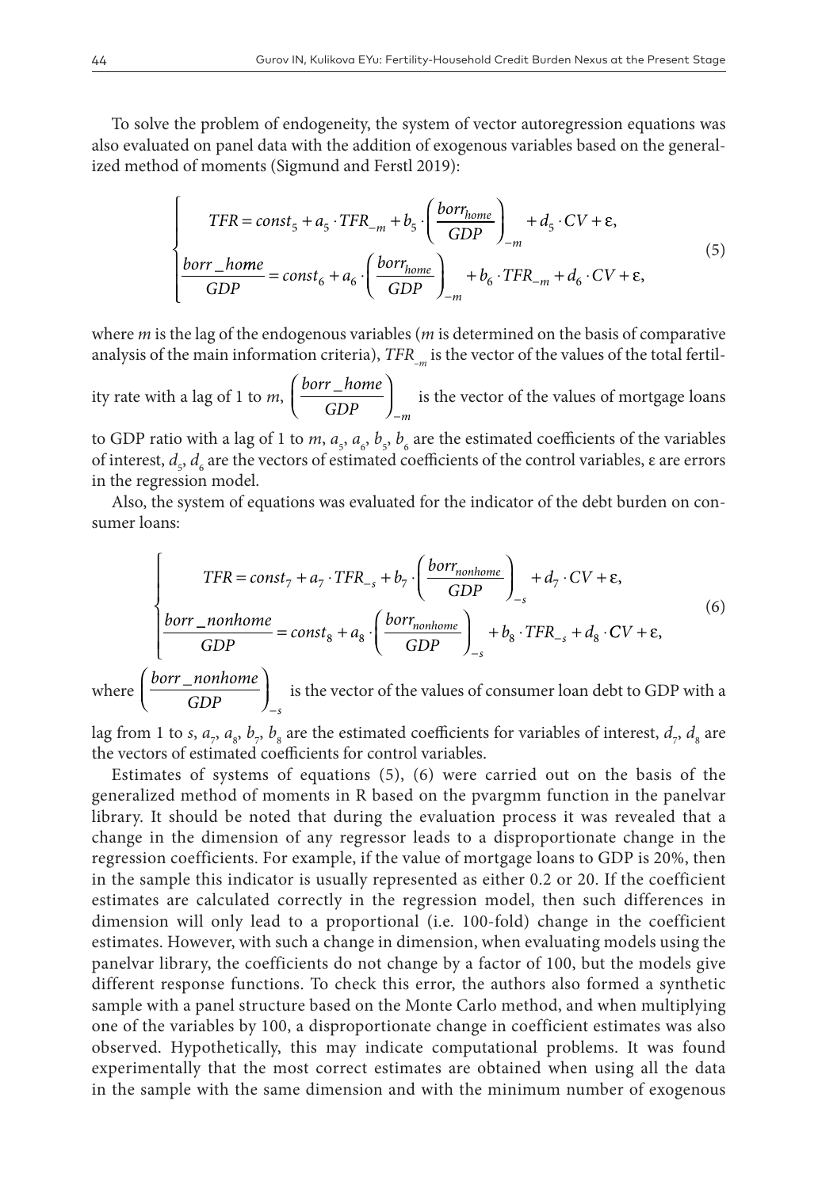To solve the problem of endogeneity, the system of vector autoregression equations was also evaluated on panel data with the addition of exogenous variables based on the generalized method of moments (Sigmund and Ferstl 2019):

$$
\begin{cases}
TFR = const_5 + a_5 \cdot TFR_{-m} + b_5 \cdot \left( \dfrac{borr_{home}}{GDP} \right)_{-m} + d_5 \cdot CV + \varepsilon, \\
\dfrac{borr\_home}{GDP} = const_6 + a_6 \cdot \left( \dfrac{borr_{home}}{GDP} \right)_{-m} + b_6 \cdot TFR_{-m} + d_6 \cdot CV + \varepsilon,
\end{cases}
\tag{5}
$$

where $m$ is the lag of the endogenous variables ($m$ is determined on the basis of comparative analysis of the main information criteria), $TFR_{-m}$ is the vector of the values of the total fertility rate with a lag of 1 to $m$, $\left( \dfrac{borr\_home}{GDP} \right)_{-m}$ is the vector of the values of mortgage loans to GDP ratio with a lag of 1 to $m$, $a_5$, $a_6$, $b_5$, $b_6$ are the estimated coefficients of the variables of interest, $d_5$, $d_6$ are the vectors of estimated coefficients of the control variables, $\varepsilon$ are errors in the regression model.

Also, the system of equations was evaluated for the indicator of the debt burden on consumer loans:

$$
\begin{cases}
TFR = const_7 + a_7 \cdot TFR_{-s} + b_7 \cdot \left( \dfrac{borr_{nonhome}}{GDP} \right)_{-s} + d_7 \cdot CV + \varepsilon, \\
\dfrac{borr\_nonhome}{GDP} = const_8 + a_8 \cdot \left( \dfrac{borr_{nonhome}}{GDP} \right)_{-s} + b_8 \cdot TFR_{-s} + d_8 \cdot CV + \varepsilon,
\end{cases}
\tag{6}
$$

where $\left( \dfrac{borr\_nonhome}{GDP} \right)_{-s}$ is the vector of the values of consumer loan debt to GDP with a lag from 1 to $s$, $a_7$, $a_8$, $b_7$, $b_8$ are the estimated coefficients for variables of interest, $d_7$, $d_8$ are the vectors of estimated coefficients for control variables.

Estimates of systems of equations (5), (6) were carried out on the basis of the generalized method of moments in R based on the pvargmm function in the panelvar library. It should be noted that during the evaluation process it was revealed that a change in the dimension of any regressor leads to a disproportionate change in the regression coefficients. For example, if the value of mortgage loans to GDP is 20%, then in the sample this indicator is usually represented as either 0.2 or 20. If the coefficient estimates are calculated correctly in the regression model, then such differences in dimension will only lead to a proportional (i.e. 100-fold) change in the coefficient estimates. However, with such a change in dimension, when evaluating models using the panelvar library, the coefficients do not change by a factor of 100, but the models give different response functions. To check this error, the authors also formed a synthetic sample with a panel structure based on the Monte Carlo method, and when multiplying one of the variables by 100, a disproportionate change in coefficient estimates was also observed. Hypothetically, this may indicate computational problems. It was found experimentally that the most correct estimates are obtained when using all the data in the sample with the same dimension and with the minimum number of exogenous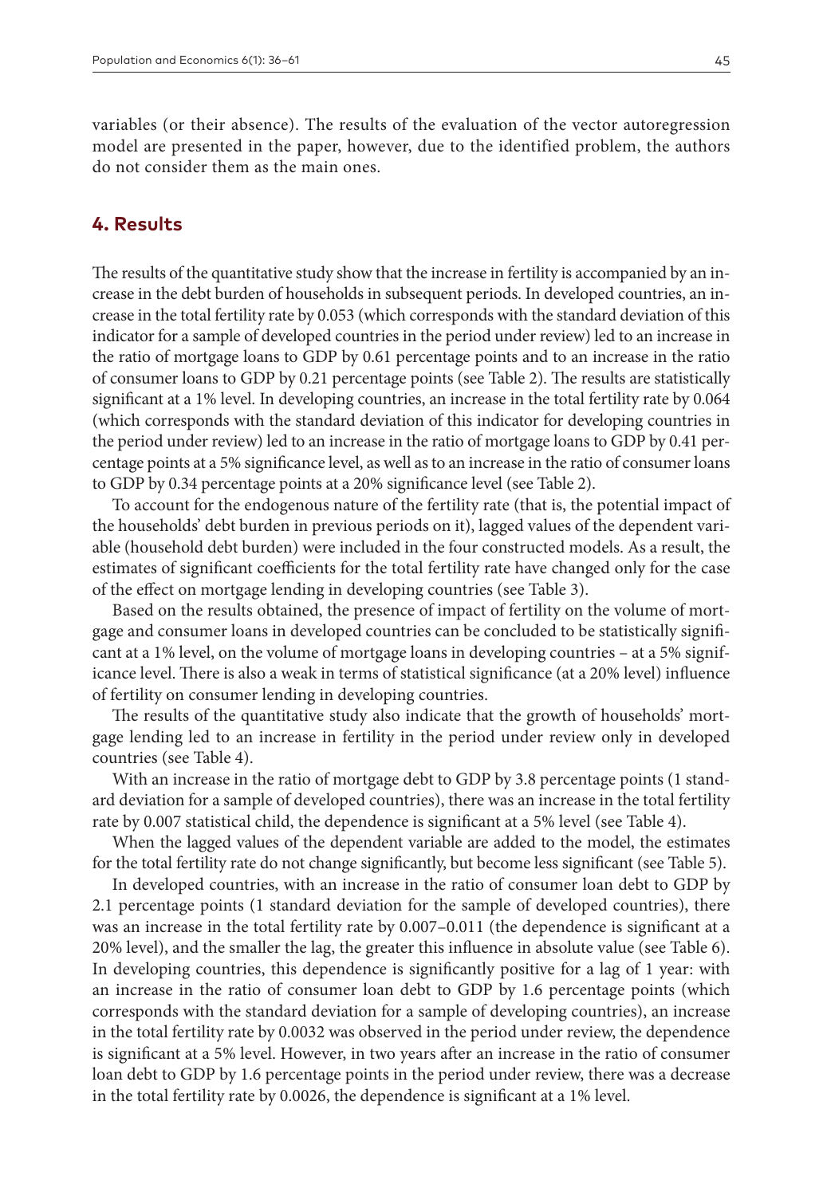variables (or their absence). The results of the evaluation of the vector autoregression model are presented in the paper, however, due to the identified problem, the authors do not consider them as the main ones.

## 4. Results

The results of the quantitative study show that the increase in fertility is accompanied by an increase in the debt burden of households in subsequent periods. In developed countries, an increase in the total fertility rate by 0.053 (which corresponds with the standard deviation of this indicator for a sample of developed countries in the period under review) led to an increase in the ratio of mortgage loans to GDP by 0.61 percentage points and to an increase in the ratio of consumer loans to GDP by 0.21 percentage points (see Table 2). The results are statistically significant at a 1% level. In developing countries, an increase in the total fertility rate by 0.064 (which corresponds with the standard deviation of this indicator for developing countries in the period under review) led to an increase in the ratio of mortgage loans to GDP by 0.41 percentage points at a 5% significance level, as well as to an increase in the ratio of consumer loans to GDP by 0.34 percentage points at a 20% significance level (see Table 2).

To account for the endogenous nature of the fertility rate (that is, the potential impact of the households' debt burden in previous periods on it), lagged values of the dependent variable (household debt burden) were included in the four constructed models. As a result, the estimates of significant coefficients for the total fertility rate have changed only for the case of the effect on mortgage lending in developing countries (see Table 3).

Based on the results obtained, the presence of impact of fertility on the volume of mortgage and consumer loans in developed countries can be concluded to be statistically significant at a 1% level, on the volume of mortgage loans in developing countries – at a 5% significance level. There is also a weak in terms of statistical significance (at a 20% level) influence of fertility on consumer lending in developing countries.

The results of the quantitative study also indicate that the growth of households' mortgage lending led to an increase in fertility in the period under review only in developed countries (see Table 4).

With an increase in the ratio of mortgage debt to GDP by 3.8 percentage points (1 standard deviation for a sample of developed countries), there was an increase in the total fertility rate by 0.007 statistical child, the dependence is significant at a 5% level (see Table 4).

When the lagged values of the dependent variable are added to the model, the estimates for the total fertility rate do not change significantly, but become less significant (see Table 5).

In developed countries, with an increase in the ratio of consumer loan debt to GDP by 2.1 percentage points (1 standard deviation for the sample of developed countries), there was an increase in the total fertility rate by 0.007–0.011 (the dependence is significant at a 20% level), and the smaller the lag, the greater this influence in absolute value (see Table 6). In developing countries, this dependence is significantly positive for a lag of 1 year: with an increase in the ratio of consumer loan debt to GDP by 1.6 percentage points (which corresponds with the standard deviation for a sample of developing countries), an increase in the total fertility rate by 0.0032 was observed in the period under review, the dependence is significant at a 5% level. However, in two years after an increase in the ratio of consumer loan debt to GDP by 1.6 percentage points in the period under review, there was a decrease in the total fertility rate by 0.0026, the dependence is significant at a 1% level.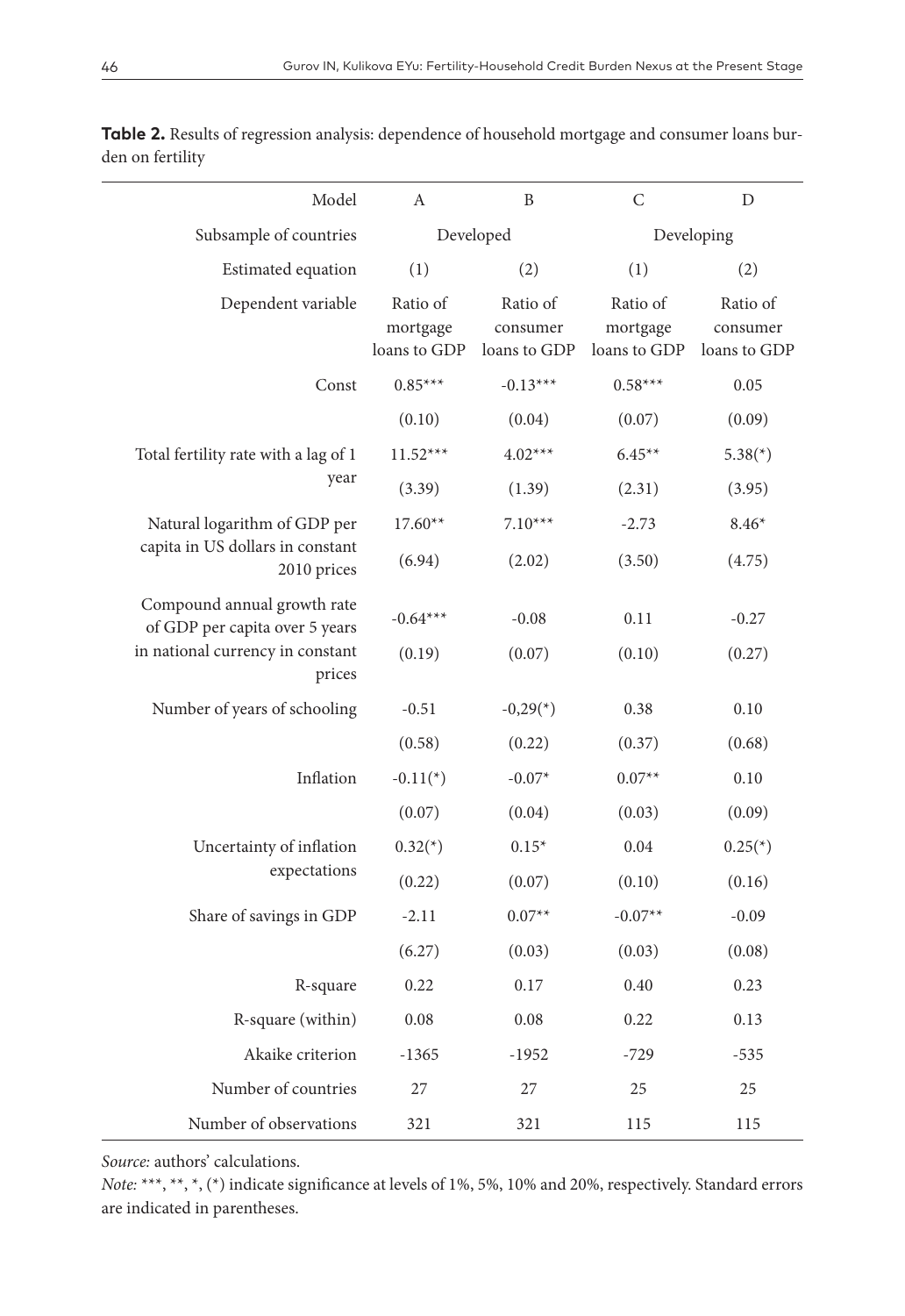**Table 2.** Results of regression analysis: dependence of household mortgage and consumer loans burden on fertility

| Model | A | B | C | D |
|---|---|---|---|---|
| Subsample of countries | Developed | | Developing | |
| Estimated equation | (1) | (2) | (1) | (2) |
| Dependent variable | Ratio of mortgage loans to GDP | Ratio of consumer loans to GDP | Ratio of mortgage loans to GDP | Ratio of consumer loans to GDP |
| Const | 0.85*** | -0.13*** | 0.58*** | 0.05 |
| | (0.10) | (0.04) | (0.07) | (0.09) |
| Total fertility rate with a lag of 1 year | 11.52*** | 4.02*** | 6.45** | 5.38(*) |
| | (3.39) | (1.39) | (2.31) | (3.95) |
| Natural logarithm of GDP per capita in US dollars in constant 2010 prices | 17.60** | 7.10*** | -2.73 | 8.46* |
| | (6.94) | (2.02) | (3.50) | (4.75) |
| Compound annual growth rate of GDP per capita over 5 years in national currency in constant prices | -0.64*** | -0.08 | 0.11 | -0.27 |
| | (0.19) | (0.07) | (0.10) | (0.27) |
| Number of years of schooling | -0.51 | -0,29(*) | 0.38 | 0.10 |
| | (0.58) | (0.22) | (0.37) | (0.68) |
| Inflation | -0.11(*) | -0.07* | 0.07** | 0.10 |
| | (0.07) | (0.04) | (0.03) | (0.09) |
| Uncertainty of inflation expectations | 0.32(*) | 0.15* | 0.04 | 0.25(*) |
| | (0.22) | (0.07) | (0.10) | (0.16) |
| Share of savings in GDP | -2.11 | 0.07** | -0.07** | -0.09 |
| | (6.27) | (0.03) | (0.03) | (0.08) |
| R-square | 0.22 | 0.17 | 0.40 | 0.23 |
| R-square (within) | 0.08 | 0.08 | 0.22 | 0.13 |
| Akaike criterion | -1365 | -1952 | -729 | -535 |
| Number of countries | 27 | 27 | 25 | 25 |
| Number of observations | 321 | 321 | 115 | 115 |

*Source:* authors' calculations.

*Note:* ***, **, *, (*) indicate significance at levels of 1%, 5%, 10% and 20%, respectively. Standard errors are indicated in parentheses.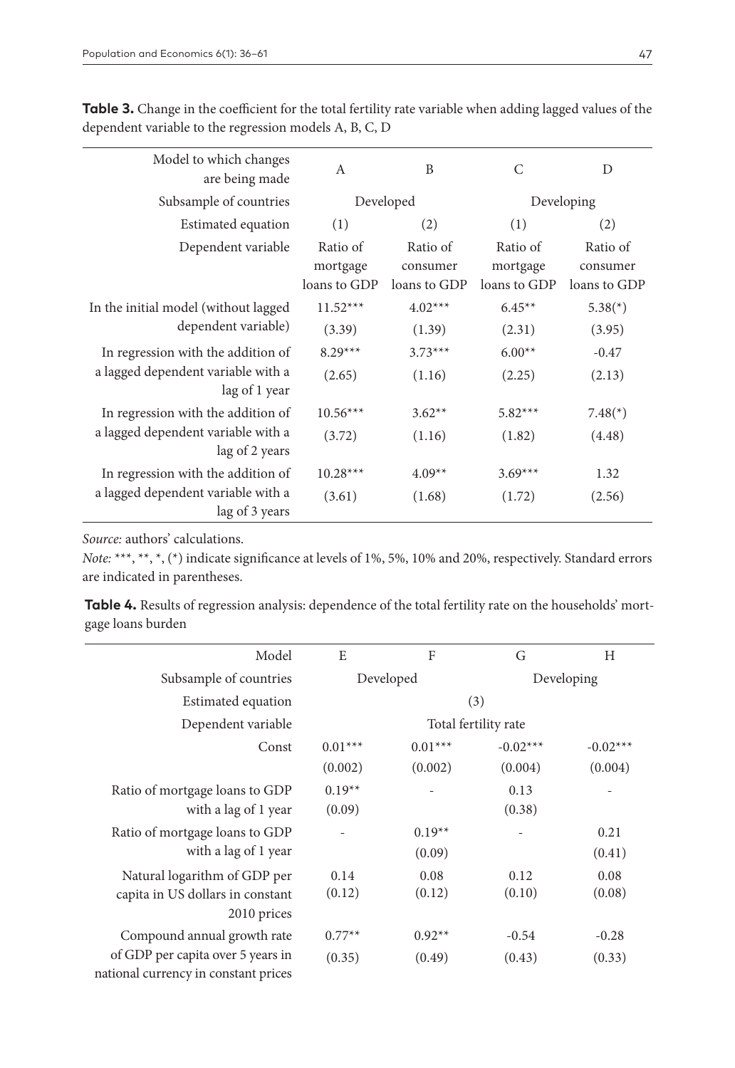**Table 3.** Change in the coefficient for the total fertility rate variable when adding lagged values of the dependent variable to the regression models A, B, C, D

| Model to which changes are being made | A | B | C | D |
|---|---|---|---|---|
| Subsample of countries | Developed | | Developing | |
| Estimated equation | (1) | (2) | (1) | (2) |
| Dependent variable | Ratio of mortgage loans to GDP | Ratio of consumer loans to GDP | Ratio of mortgage loans to GDP | Ratio of consumer loans to GDP |
| In the initial model (without lagged dependent variable) | 11.52*** | 4.02*** | 6.45** | 5.38(*) |
| | (3.39) | (1.39) | (2.31) | (3.95) |
| In regression with the addition of a lagged dependent variable with a lag of 1 year | 8.29*** | 3.73*** | 6.00** | -0.47 |
| | (2.65) | (1.16) | (2.25) | (2.13) |
| In regression with the addition of a lagged dependent variable with a lag of 2 years | 10.56*** | 3.62** | 5.82*** | 7.48(*) |
| | (3.72) | (1.16) | (1.82) | (4.48) |
| In regression with the addition of a lagged dependent variable with a lag of 3 years | 10.28*** | 4.09** | 3.69*** | 1.32 |
| | (3.61) | (1.68) | (1.72) | (2.56) |

*Source:* authors' calculations.

*Note:* ***, **, *, (*) indicate significance at levels of 1%, 5%, 10% and 20%, respectively. Standard errors are indicated in parentheses.

**Table 4.** Results of regression analysis: dependence of the total fertility rate on the households' mortgage loans burden

| Model | E | F | G | H |
|---|---|---|---|---|
| Subsample of countries | Developed | | Developing | |
| Estimated equation | (3) | | | |
| Dependent variable | Total fertility rate | | | |
| Const | 0.01*** | 0.01*** | -0.02*** | -0.02*** |
| | (0.002) | (0.002) | (0.004) | (0.004) |
| Ratio of mortgage loans to GDP with a lag of 1 year | 0.19** | - | 0.13 | - |
| | (0.09) | | (0.38) | |
| Ratio of mortgage loans to GDP with a lag of 1 year | - | 0.19** | - | 0.21 |
| | | (0.09) | | (0.41) |
| Natural logarithm of GDP per capita in US dollars in constant 2010 prices | 0.14 | 0.08 | 0.12 | 0.08 |
| | (0.12) | (0.12) | (0.10) | (0.08) |
| Compound annual growth rate of GDP per capita over 5 years in national currency in constant prices | 0.77** | 0.92** | -0.54 | -0.28 |
| | (0.35) | (0.49) | (0.43) | (0.33) |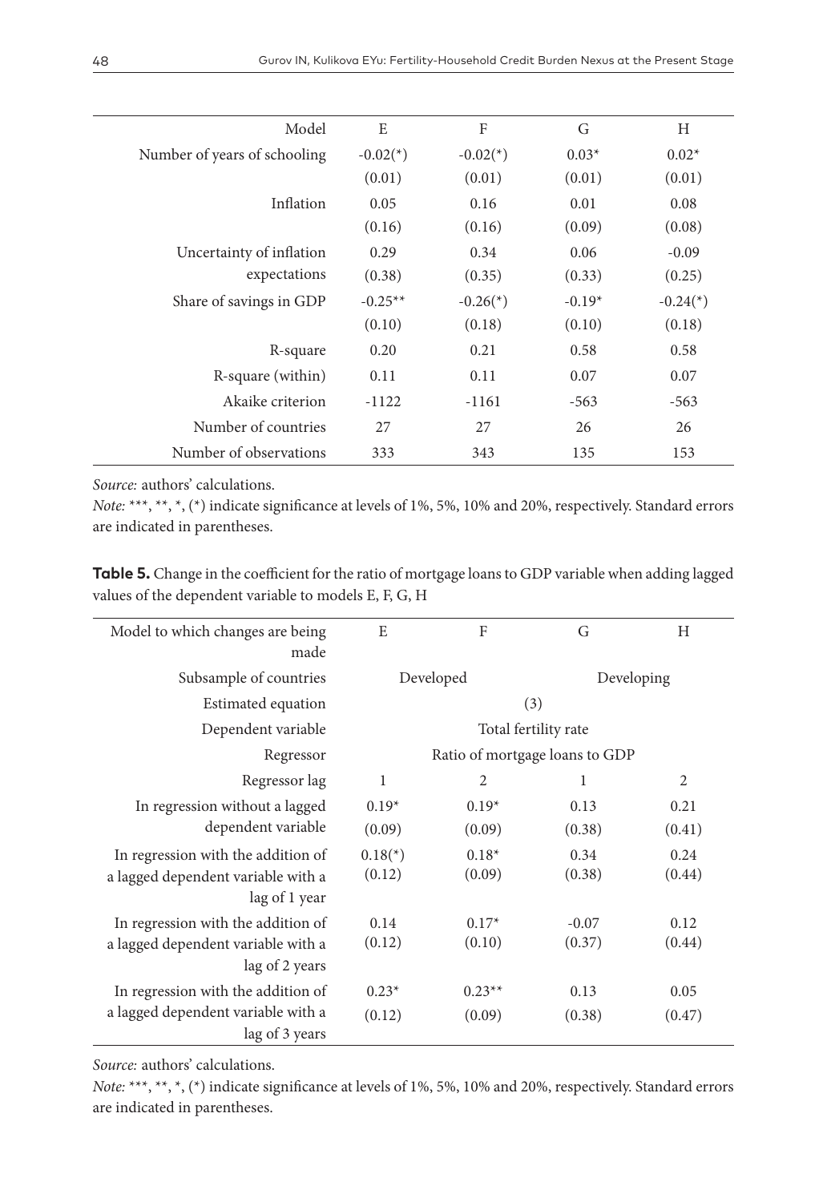| Model | E | F | G | H |
|---|---|---|---|---|
| Number of years of schooling | -0.02(*) | -0.02(*) | 0.03* | 0.02* |
| | (0.01) | (0.01) | (0.01) | (0.01) |
| Inflation | 0.05 | 0.16 | 0.01 | 0.08 |
| | (0.16) | (0.16) | (0.09) | (0.08) |
| Uncertainty of inflation expectations | 0.29 | 0.34 | 0.06 | -0.09 |
| | (0.38) | (0.35) | (0.33) | (0.25) |
| Share of savings in GDP | -0.25** | -0.26(*) | -0.19* | -0.24(*) |
| | (0.10) | (0.18) | (0.10) | (0.18) |
| R-square | 0.20 | 0.21 | 0.58 | 0.58 |
| R-square (within) | 0.11 | 0.11 | 0.07 | 0.07 |
| Akaike criterion | -1122 | -1161 | -563 | -563 |
| Number of countries | 27 | 27 | 26 | 26 |
| Number of observations | 333 | 343 | 135 | 153 |

*Source:* authors' calculations.

*Note:* ***, **, *, (*) indicate significance at levels of 1%, 5%, 10% and 20%, respectively. Standard errors are indicated in parentheses.

**Table 5.** Change in the coefficient for the ratio of mortgage loans to GDP variable when adding lagged values of the dependent variable to models E, F, G, H

| Model to which changes are being made | E | F | G | H |
|---|---|---|---|---|
| Subsample of countries | Developed | | Developing | |
| Estimated equation | (3) | | | |
| Dependent variable | Total fertility rate | | | |
| Regressor | Ratio of mortgage loans to GDP | | | |
| Regressor lag | 1 | 2 | 1 | 2 |
| In regression without a lagged dependent variable | 0.19* | 0.19* | 0.13 | 0.21 |
| | (0.09) | (0.09) | (0.38) | (0.41) |
| In regression with the addition of a lagged dependent variable with a lag of 1 year | 0.18(*) | 0.18* | 0.34 | 0.24 |
| | (0.12) | (0.09) | (0.38) | (0.44) |
| In regression with the addition of a lagged dependent variable with a lag of 2 years | 0.14 | 0.17* | -0.07 | 0.12 |
| | (0.12) | (0.10) | (0.37) | (0.44) |
| In regression with the addition of a lagged dependent variable with a lag of 3 years | 0.23* | 0.23** | 0.13 | 0.05 |
| | (0.12) | (0.09) | (0.38) | (0.47) |

*Source:* authors' calculations.

*Note:* ***, **, *, (*) indicate significance at levels of 1%, 5%, 10% and 20%, respectively. Standard errors are indicated in parentheses.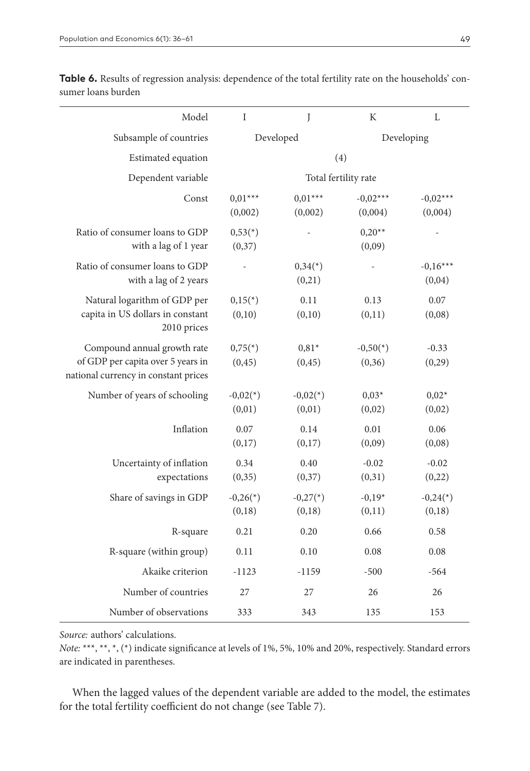**Table 6.** Results of regression analysis: dependence of the total fertility rate on the households' consumer loans burden

| Model | I | J | K | L |
|---|---|---|---|---|
| Subsample of countries | Developed | | Developing | |
| Estimated equation | (4) | | | |
| Dependent variable | Total fertility rate | | | |
| Const | 0,01***<br>(0,002) | 0,01***<br>(0,002) | -0,02***<br>(0,004) | -0,02***<br>(0,004) |
| Ratio of consumer loans to GDP with a lag of 1 year | 0,53(*)<br>(0,37) | - | 0,20**<br>(0,09) | - |
| Ratio of consumer loans to GDP with a lag of 2 years | - | 0,34(*)<br>(0,21) | - | -0,16***<br>(0,04) |
| Natural logarithm of GDP per capita in US dollars in constant 2010 prices | 0,15(*)<br>(0,10) | 0.11<br>(0,10) | 0.13<br>(0,11) | 0.07<br>(0,08) |
| Compound annual growth rate of GDP per capita over 5 years in national currency in constant prices | 0,75(*)<br>(0,45) | 0,81*<br>(0,45) | -0,50(*)<br>(0,36) | -0.33<br>(0,29) |
| Number of years of schooling | -0,02(*)<br>(0,01) | -0,02(*)<br>(0,01) | 0,03*<br>(0,02) | 0,02*<br>(0,02) |
| Inflation | 0.07<br>(0,17) | 0.14<br>(0,17) | 0.01<br>(0,09) | 0.06<br>(0,08) |
| Uncertainty of inflation expectations | 0.34<br>(0,35) | 0.40<br>(0,37) | -0.02<br>(0,31) | -0.02<br>(0,22) |
| Share of savings in GDP | -0,26(*)<br>(0,18) | -0,27(*)<br>(0,18) | -0,19*<br>(0,11) | -0,24(*)<br>(0,18) |
| R-square | 0.21 | 0.20 | 0.66 | 0.58 |
| R-square (within group) | 0.11 | 0.10 | 0.08 | 0.08 |
| Akaike criterion | -1123 | -1159 | -500 | -564 |
| Number of countries | 27 | 27 | 26 | 26 |
| Number of observations | 333 | 343 | 135 | 153 |

*Source:* authors' calculations.

*Note:* ***, **, *, (*) indicate significance at levels of 1%, 5%, 10% and 20%, respectively. Standard errors are indicated in parentheses.

When the lagged values of the dependent variable are added to the model, the estimates for the total fertility coefficient do not change (see Table 7).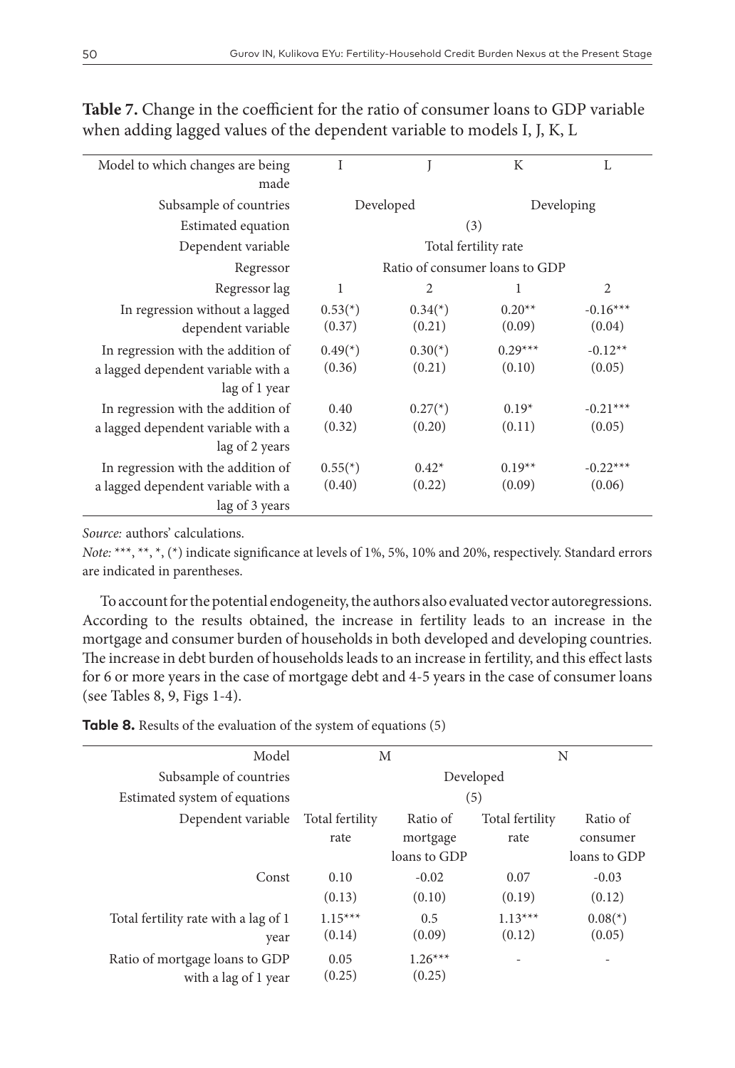**Table 7.** Change in the coefficient for the ratio of consumer loans to GDP variable when adding lagged values of the dependent variable to models I, J, K, L

| Model to which changes are being made | I | J | K | L |
|---|---|---|---|---|
| Subsample of countries | Developed | | Developing | |
| Estimated equation | (3) | | | |
| Dependent variable | Total fertility rate | | | |
| Regressor | Ratio of consumer loans to GDP | | | |
| Regressor lag | 1 | 2 | 1 | 2 |
| In regression without a lagged dependent variable | 0.53(*) (0.37) | 0.34(*) (0.21) | 0.20** (0.09) | -0.16*** (0.04) |
| In regression with the addition of a lagged dependent variable with a lag of 1 year | 0.49(*) (0.36) | 0.30(*) (0.21) | 0.29*** (0.10) | -0.12** (0.05) |
| In regression with the addition of a lagged dependent variable with a lag of 2 years | 0.40 (0.32) | 0.27(*) (0.20) | 0.19* (0.11) | -0.21*** (0.05) |
| In regression with the addition of a lagged dependent variable with a lag of 3 years | 0.55(*) (0.40) | 0.42* (0.22) | 0.19** (0.09) | -0.22*** (0.06) |

*Source:* authors' calculations.

*Note:* ***, **, *, (*) indicate significance at levels of 1%, 5%, 10% and 20%, respectively. Standard errors are indicated in parentheses.

To account for the potential endogeneity, the authors also evaluated vector autoregressions. According to the results obtained, the increase in fertility leads to an increase in the mortgage and consumer burden of households in both developed and developing countries. The increase in debt burden of households leads to an increase in fertility, and this effect lasts for 6 or more years in the case of mortgage debt and 4-5 years in the case of consumer loans (see Tables 8, 9, Figs 1-4).

**Table 8.** Results of the evaluation of the system of equations (5)

| Model | M | | N | |
|---|---|---|---|---|
| Subsample of countries | Developed | | | |
| Estimated system of equations | (5) | | | |
| Dependent variable | Total fertility rate | Ratio of mortgage loans to GDP | Total fertility rate | Ratio of consumer loans to GDP |
| Const | 0.10 (0.13) | -0.02 (0.10) | 0.07 (0.19) | -0.03 (0.12) |
| Total fertility rate with a lag of 1 year | 1.15*** (0.14) | 0.5 (0.09) | 1.13*** (0.12) | 0.08(*) (0.05) |
| Ratio of mortgage loans to GDP with a lag of 1 year | 0.05 (0.25) | 1.26*** (0.25) | - | - |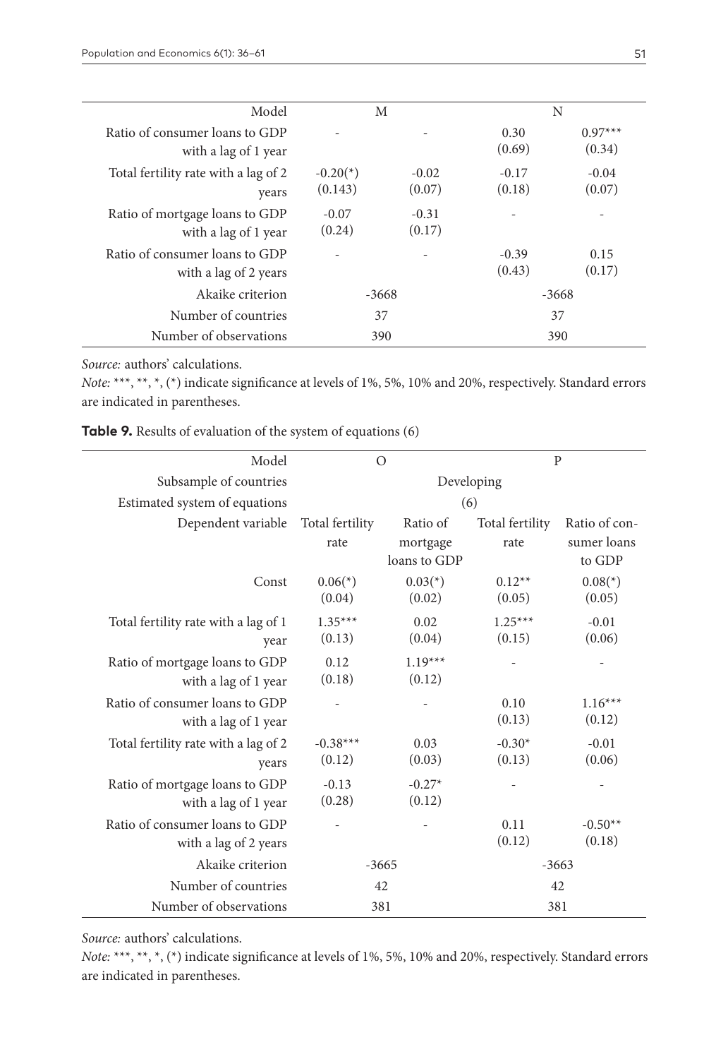| Model | M | | N | |
|---|---|---|---|---|
| Ratio of consumer loans to GDP with a lag of 1 year | - | - | 0.30<br>(0.69) | 0.97***<br>(0.34) |
| Total fertility rate with a lag of 2 years | -0.20(*)<br>(0.143) | -0.02<br>(0.07) | -0.17<br>(0.18) | -0.04<br>(0.07) |
| Ratio of mortgage loans to GDP with a lag of 1 year | -0.07<br>(0.24) | -0.31<br>(0.17) | - | - |
| Ratio of consumer loans to GDP with a lag of 2 years | - | - | -0.39<br>(0.43) | 0.15<br>(0.17) |
| Akaike criterion | -3668 | | -3668 | |
| Number of countries | 37 | | 37 | |
| Number of observations | 390 | | 390 | |

*Source:* authors' calculations.

*Note*: ***, **, *, (*) indicate significance at levels of 1%, 5%, 10% and 20%, respectively. Standard errors are indicated in parentheses.

**Table 9.** Results of evaluation of the system of equations (6)

| Model | O | | P | |
|---|---|---|---|---|
| Subsample of countries | Developing | | | |
| Estimated system of equations | (6) | | | |
| Dependent variable | Total fertility rate | Ratio of mortgage loans to GDP | Total fertility rate | Ratio of consumer loans to GDP |
| Const | 0.06(*)<br>(0.04) | 0.03(*)<br>(0.02) | 0.12**<br>(0.05) | 0.08(*)<br>(0.05) |
| Total fertility rate with a lag of 1 year | 1.35***<br>(0.13) | 0.02<br>(0.04) | 1.25***<br>(0.15) | -0.01<br>(0.06) |
| Ratio of mortgage loans to GDP with a lag of 1 year | 0.12<br>(0.18) | 1.19***<br>(0.12) | - | - |
| Ratio of consumer loans to GDP with a lag of 1 year | - | - | 0.10<br>(0.13) | 1.16***<br>(0.12) |
| Total fertility rate with a lag of 2 years | -0.38***<br>(0.12) | 0.03<br>(0.03) | -0.30*<br>(0.13) | -0.01<br>(0.06) |
| Ratio of mortgage loans to GDP with a lag of 1 year | -0.13<br>(0.28) | -0.27*<br>(0.12) | - | - |
| Ratio of consumer loans to GDP with a lag of 2 years | - | - | 0.11<br>(0.12) | -0.50**<br>(0.18) |
| Akaike criterion | -3665 | | -3663 | |
| Number of countries | 42 | | 42 | |
| Number of observations | 381 | | 381 | |

*Source:* authors' calculations.

*Note:* ***, **, *, (*) indicate significance at levels of 1%, 5%, 10% and 20%, respectively. Standard errors are indicated in parentheses.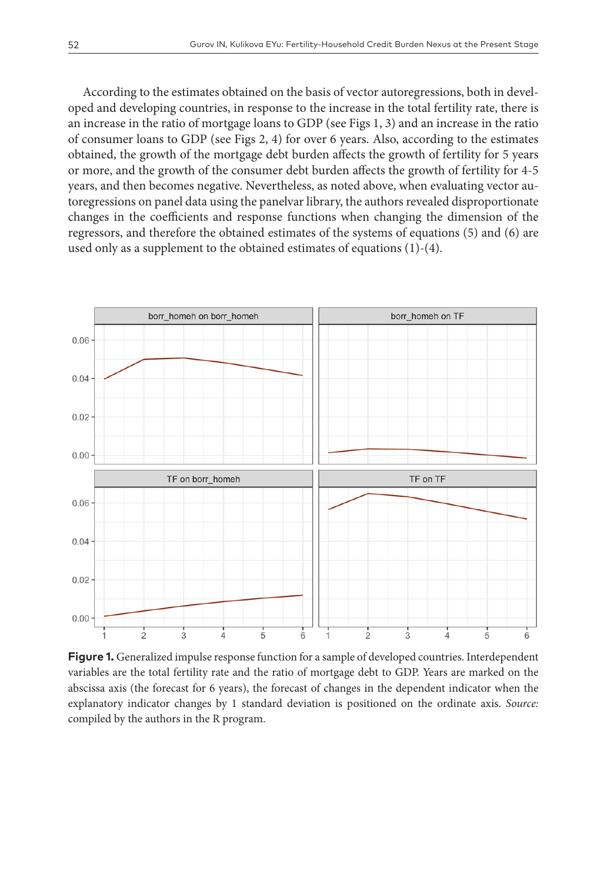According to the estimates obtained on the basis of vector autoregressions, both in developed and developing countries, in response to the increase in the total fertility rate, there is an increase in the ratio of mortgage loans to GDP (see Figs 1, 3) and an increase in the ratio of consumer loans to GDP (see Figs 2, 4) for over 6 years. Also, according to the estimates obtained, the growth of the mortgage debt burden affects the growth of fertility for 5 years or more, and the growth of the consumer debt burden affects the growth of fertility for 4-5 years, and then becomes negative. Nevertheless, as noted above, when evaluating vector autoregressions on panel data using the panelvar library, the authors revealed disproportionate changes in the coefficients and response functions when changing the dimension of the regressors, and therefore the obtained estimates of the systems of equations (5) and (6) are used only as a supplement to the obtained estimates of equations (1)-(4).

**Figure 1.** Generalized impulse response function for a sample of developed countries. Interdependent variables are the total fertility rate and the ratio of mortgage debt to GDP. Years are marked on the abscissa axis (the forecast for 6 years), the forecast of changes in the dependent indicator when the explanatory indicator changes by 1 standard deviation is positioned on the ordinate axis. *Source:* compiled by the authors in the R program.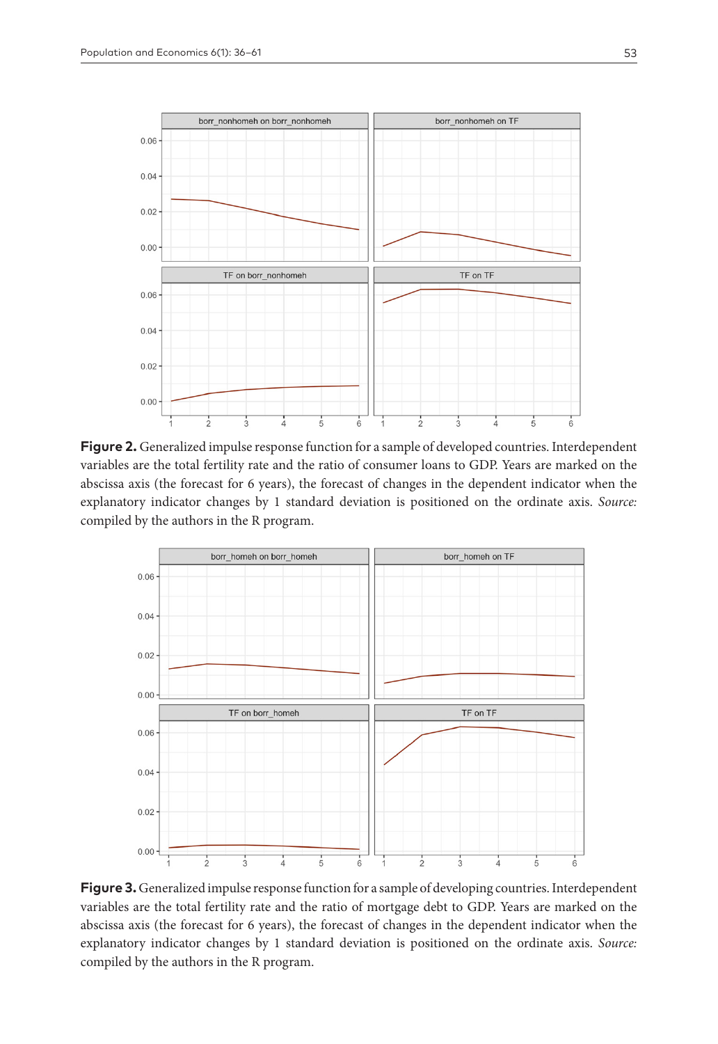**Figure 2.** Generalized impulse response function for a sample of developed countries. Interdependent variables are the total fertility rate and the ratio of consumer loans to GDP. Years are marked on the abscissa axis (the forecast for 6 years), the forecast of changes in the dependent indicator when the explanatory indicator changes by 1 standard deviation is positioned on the ordinate axis. *Source:* compiled by the authors in the R program.

**Figure 3.** Generalized impulse response function for a sample of developing countries. Interdependent variables are the total fertility rate and the ratio of mortgage debt to GDP. Years are marked on the abscissa axis (the forecast for 6 years), the forecast of changes in the dependent indicator when the explanatory indicator changes by 1 standard deviation is positioned on the ordinate axis. *Source:* compiled by the authors in the R program.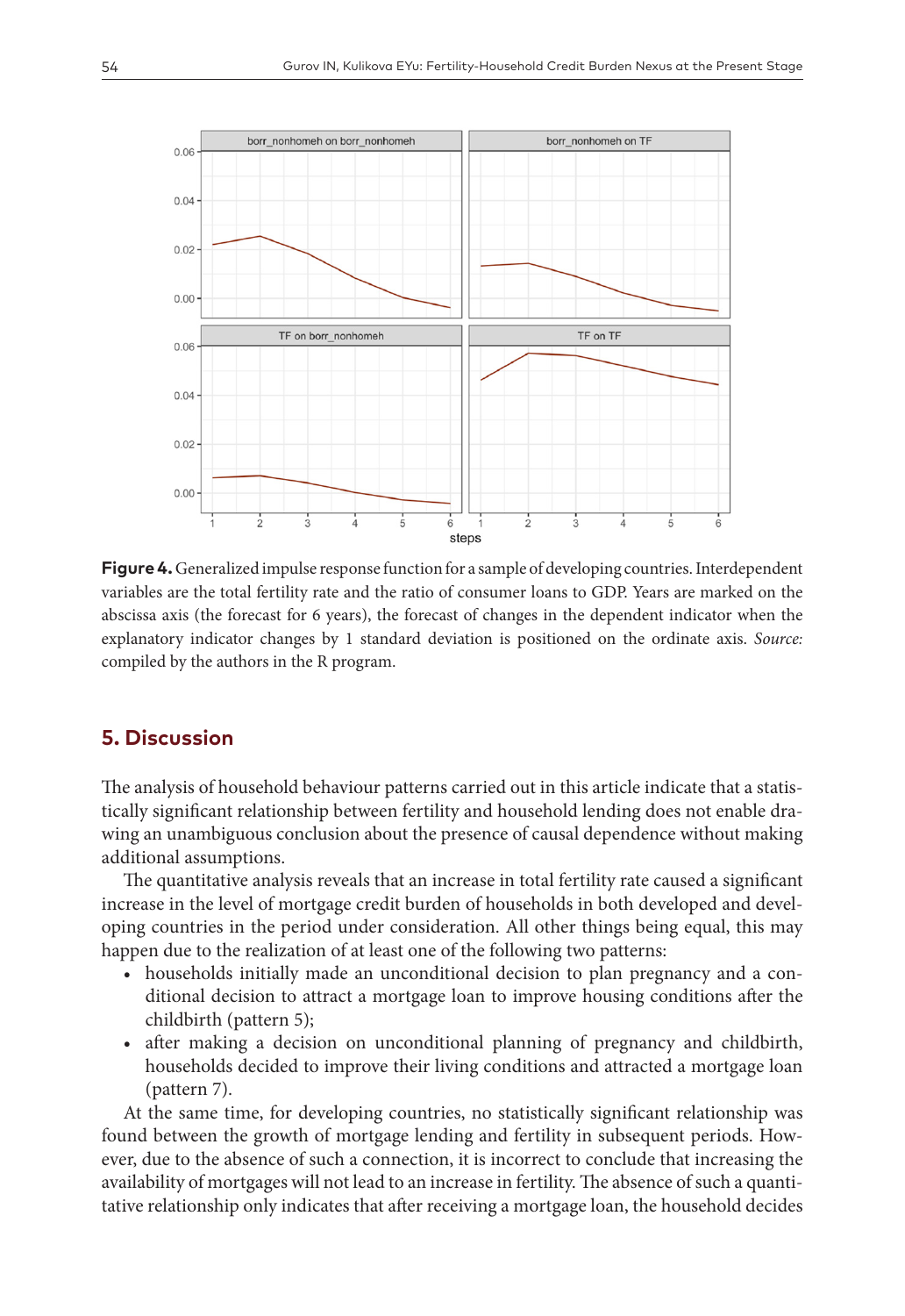**Figure 4.** Generalized impulse response function for a sample of developing countries. Interdependent variables are the total fertility rate and the ratio of consumer loans to GDP. Years are marked on the abscissa axis (the forecast for 6 years), the forecast of changes in the dependent indicator when the explanatory indicator changes by 1 standard deviation is positioned on the ordinate axis. *Source:* compiled by the authors in the R program.

## 5. Discussion

The analysis of household behaviour patterns carried out in this article indicate that a statistically significant relationship between fertility and household lending does not enable drawing an unambiguous conclusion about the presence of causal dependence without making additional assumptions.

The quantitative analysis reveals that an increase in total fertility rate caused a significant increase in the level of mortgage credit burden of households in both developed and developing countries in the period under consideration. All other things being equal, this may happen due to the realization of at least one of the following two patterns:

- households initially made an unconditional decision to plan pregnancy and a conditional decision to attract a mortgage loan to improve housing conditions after the childbirth (pattern 5);
- after making a decision on unconditional planning of pregnancy and childbirth, households decided to improve their living conditions and attracted a mortgage loan (pattern 7).

At the same time, for developing countries, no statistically significant relationship was found between the growth of mortgage lending and fertility in subsequent periods. However, due to the absence of such a connection, it is incorrect to conclude that increasing the availability of mortgages will not lead to an increase in fertility. The absence of such a quantitative relationship only indicates that after receiving a mortgage loan, the household decides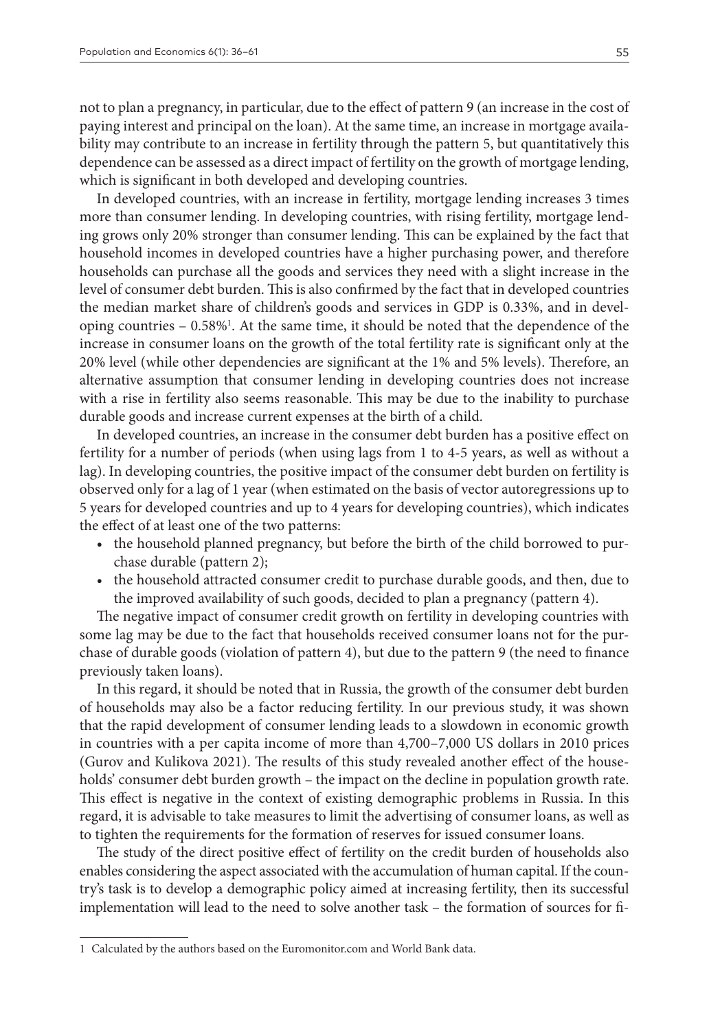not to plan a pregnancy, in particular, due to the effect of pattern 9 (an increase in the cost of paying interest and principal on the loan). At the same time, an increase in mortgage availability may contribute to an increase in fertility through the pattern 5, but quantitatively this dependence can be assessed as a direct impact of fertility on the growth of mortgage lending, which is significant in both developed and developing countries.

In developed countries, with an increase in fertility, mortgage lending increases 3 times more than consumer lending. In developing countries, with rising fertility, mortgage lending grows only 20% stronger than consumer lending. This can be explained by the fact that household incomes in developed countries have a higher purchasing power, and therefore households can purchase all the goods and services they need with a slight increase in the level of consumer debt burden. This is also confirmed by the fact that in developed countries the median market share of children's goods and services in GDP is 0.33%, and in developing countries – 0.58%[1]. At the same time, it should be noted that the dependence of the increase in consumer loans on the growth of the total fertility rate is significant only at the 20% level (while other dependencies are significant at the 1% and 5% levels). Therefore, an alternative assumption that consumer lending in developing countries does not increase with a rise in fertility also seems reasonable. This may be due to the inability to purchase durable goods and increase current expenses at the birth of a child.

In developed countries, an increase in the consumer debt burden has a positive effect on fertility for a number of periods (when using lags from 1 to 4-5 years, as well as without a lag). In developing countries, the positive impact of the consumer debt burden on fertility is observed only for a lag of 1 year (when estimated on the basis of vector autoregressions up to 5 years for developed countries and up to 4 years for developing countries), which indicates the effect of at least one of the two patterns:

- the household planned pregnancy, but before the birth of the child borrowed to purchase durable (pattern 2);
- the household attracted consumer credit to purchase durable goods, and then, due to the improved availability of such goods, decided to plan a pregnancy (pattern 4).

The negative impact of consumer credit growth on fertility in developing countries with some lag may be due to the fact that households received consumer loans not for the purchase of durable goods (violation of pattern 4), but due to the pattern 9 (the need to finance previously taken loans).

In this regard, it should be noted that in Russia, the growth of the consumer debt burden of households may also be a factor reducing fertility. In our previous study, it was shown that the rapid development of consumer lending leads to a slowdown in economic growth in countries with a per capita income of more than 4,700–7,000 US dollars in 2010 prices (Gurov and Kulikova 2021). The results of this study revealed another effect of the households' consumer debt burden growth – the impact on the decline in population growth rate. This effect is negative in the context of existing demographic problems in Russia. In this regard, it is advisable to take measures to limit the advertising of consumer loans, as well as to tighten the requirements for the formation of reserves for issued consumer loans.

The study of the direct positive effect of fertility on the credit burden of households also enables considering the aspect associated with the accumulation of human capital. If the country's task is to develop a demographic policy aimed at increasing fertility, then its successful implementation will lead to the need to solve another task – the formation of sources for fi-

[1] Calculated by the authors based on the Euromonitor.com and World Bank data.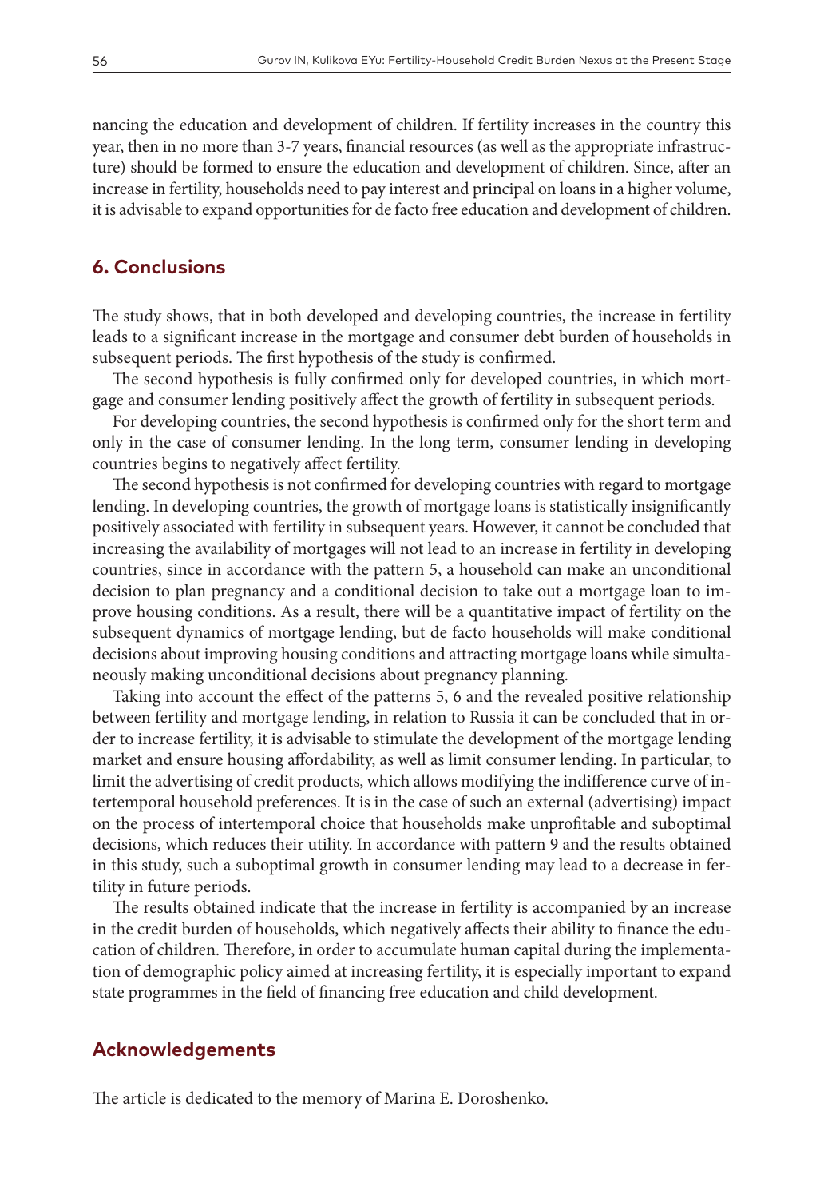nancing the education and development of children. If fertility increases in the country this year, then in no more than 3-7 years, financial resources (as well as the appropriate infrastructure) should be formed to ensure the education and development of children. Since, after an increase in fertility, households need to pay interest and principal on loans in a higher volume, it is advisable to expand opportunities for de facto free education and development of children.

## 6. Conclusions

The study shows, that in both developed and developing countries, the increase in fertility leads to a significant increase in the mortgage and consumer debt burden of households in subsequent periods. The first hypothesis of the study is confirmed.

The second hypothesis is fully confirmed only for developed countries, in which mortgage and consumer lending positively affect the growth of fertility in subsequent periods.

For developing countries, the second hypothesis is confirmed only for the short term and only in the case of consumer lending. In the long term, consumer lending in developing countries begins to negatively affect fertility.

The second hypothesis is not confirmed for developing countries with regard to mortgage lending. In developing countries, the growth of mortgage loans is statistically insignificantly positively associated with fertility in subsequent years. However, it cannot be concluded that increasing the availability of mortgages will not lead to an increase in fertility in developing countries, since in accordance with the pattern 5, a household can make an unconditional decision to plan pregnancy and a conditional decision to take out a mortgage loan to improve housing conditions. As a result, there will be a quantitative impact of fertility on the subsequent dynamics of mortgage lending, but de facto households will make conditional decisions about improving housing conditions and attracting mortgage loans while simultaneously making unconditional decisions about pregnancy planning.

Taking into account the effect of the patterns 5, 6 and the revealed positive relationship between fertility and mortgage lending, in relation to Russia it can be concluded that in order to increase fertility, it is advisable to stimulate the development of the mortgage lending market and ensure housing affordability, as well as limit consumer lending. In particular, to limit the advertising of credit products, which allows modifying the indifference curve of intertemporal household preferences. It is in the case of such an external (advertising) impact on the process of intertemporal choice that households make unprofitable and suboptimal decisions, which reduces their utility. In accordance with pattern 9 and the results obtained in this study, such a suboptimal growth in consumer lending may lead to a decrease in fertility in future periods.

The results obtained indicate that the increase in fertility is accompanied by an increase in the credit burden of households, which negatively affects their ability to finance the education of children. Therefore, in order to accumulate human capital during the implementation of demographic policy aimed at increasing fertility, it is especially important to expand state programmes in the field of financing free education and child development.

## Acknowledgements

The article is dedicated to the memory of Marina E. Doroshenko.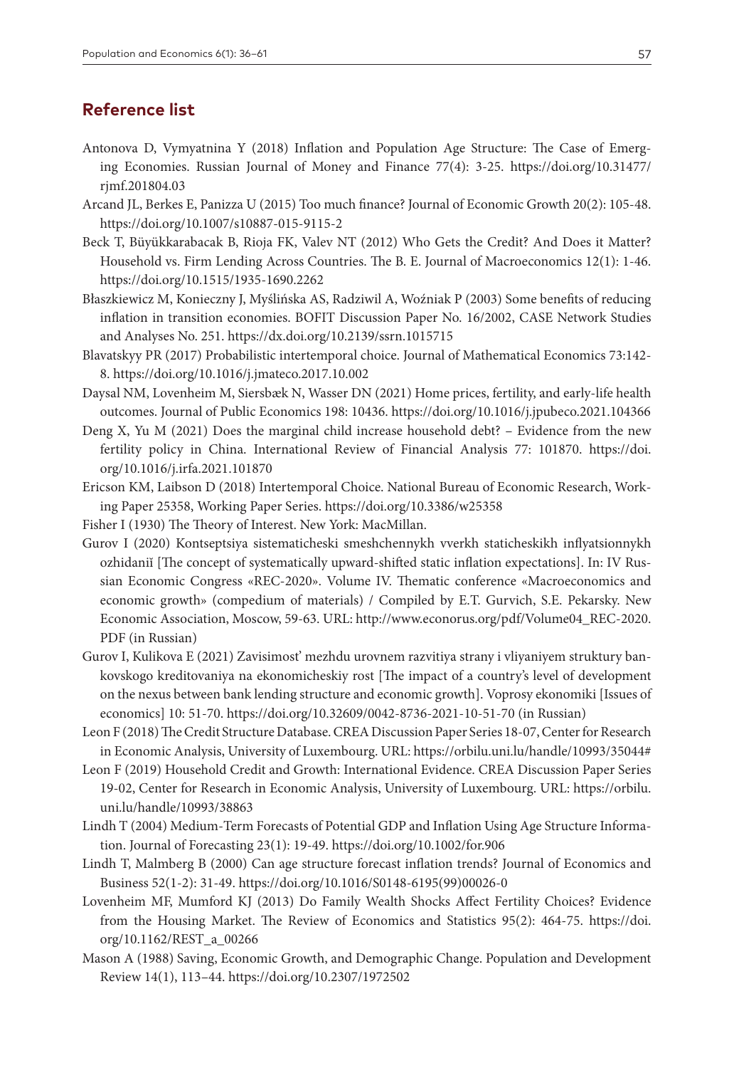## Reference list

Antonova D, Vymyatnina Y (2018) Inflation and Population Age Structure: The Case of Emerging Economies. Russian Journal of Money and Finance 77(4): 3-25. https://doi.org/10.31477/rjmf.201804.03

Arcand JL, Berkes E, Panizza U (2015) Too much finance? Journal of Economic Growth 20(2): 105-48. https://doi.org/10.1007/s10887-015-9115-2

Beck T, Büyükkarabacak B, Rioja FK, Valev NT (2012) Who Gets the Credit? And Does it Matter? Household vs. Firm Lending Across Countries. The B. E. Journal of Macroeconomics 12(1): 1-46. https://doi.org/10.1515/1935-1690.2262

Błaszkiewicz M, Konieczny J, Myślińska AS, Radziwil A, Woźniak P (2003) Some benefits of reducing inflation in transition economies. BOFIT Discussion Paper No. 16/2002, CASE Network Studies and Analyses No. 251. https://dx.doi.org/10.2139/ssrn.1015715

Blavatskyy PR (2017) Probabilistic intertemporal choice. Journal of Mathematical Economics 73:142-8. https://doi.org/10.1016/j.jmateco.2017.10.002

Daysal NM, Lovenheim M, Siersbæk N, Wasser DN (2021) Home prices, fertility, and early-life health outcomes. Journal of Public Economics 198: 10436. https://doi.org/10.1016/j.jpubeco.2021.104366

Deng X, Yu M (2021) Does the marginal child increase household debt? – Evidence from the new fertility policy in China. International Review of Financial Analysis 77: 101870. https://doi.org/10.1016/j.irfa.2021.101870

Ericson KM, Laibson D (2018) Intertemporal Choice. National Bureau of Economic Research, Working Paper 25358, Working Paper Series. https://doi.org/10.3386/w25358

Fisher I (1930) The Theory of Interest. New York: MacMillan.

Gurov I (2020) Kontseptsiya sistematicheski smeshchennykh vverkh staticheskikh inflyatsionnykh ozhidaniĭ [The concept of systematically upward-shifted static inflation expectations]. In: IV Russian Economic Congress «REC-2020». Volume IV. Thematic conference «Macroeconomics and economic growth» (compedium of materials) / Compiled by E.T. Gurvich, S.E. Pekarsky. New Economic Association, Moscow, 59-63. URL: http://www.econorus.org/pdf/Volume04_REC-2020.PDF (in Russian)

Gurov I, Kulikova E (2021) Zavisimost' mezhdu urovnem razvitiya strany i vliyaniyem struktury bankovskogo kreditovaniya na ekonomicheskiy rost [The impact of a country's level of development on the nexus between bank lending structure and economic growth]. Voprosy ekonomiki [Issues of economics] 10: 51-70. https://doi.org/10.32609/0042-8736-2021-10-51-70 (in Russian)

Leon F (2018) The Credit Structure Database. CREA Discussion Paper Series 18-07, Center for Research in Economic Analysis, University of Luxembourg. URL: https://orbilu.uni.lu/handle/10993/35044#

Leon F (2019) Household Credit and Growth: International Evidence. CREA Discussion Paper Series 19-02, Center for Research in Economic Analysis, University of Luxembourg. URL: https://orbilu.uni.lu/handle/10993/38863

Lindh T (2004) Medium-Term Forecasts of Potential GDP and Inflation Using Age Structure Information. Journal of Forecasting 23(1): 19-49. https://doi.org/10.1002/for.906

Lindh T, Malmberg B (2000) Can age structure forecast inflation trends? Journal of Economics and Business 52(1-2): 31-49. https://doi.org/10.1016/S0148-6195(99)00026-0

Lovenheim MF, Mumford KJ (2013) Do Family Wealth Shocks Affect Fertility Choices? Evidence from the Housing Market. The Review of Economics and Statistics 95(2): 464-75. https://doi.org/10.1162/REST_a_00266

Mason A (1988) Saving, Economic Growth, and Demographic Change. Population and Development Review 14(1), 113–44. https://doi.org/10.2307/1972502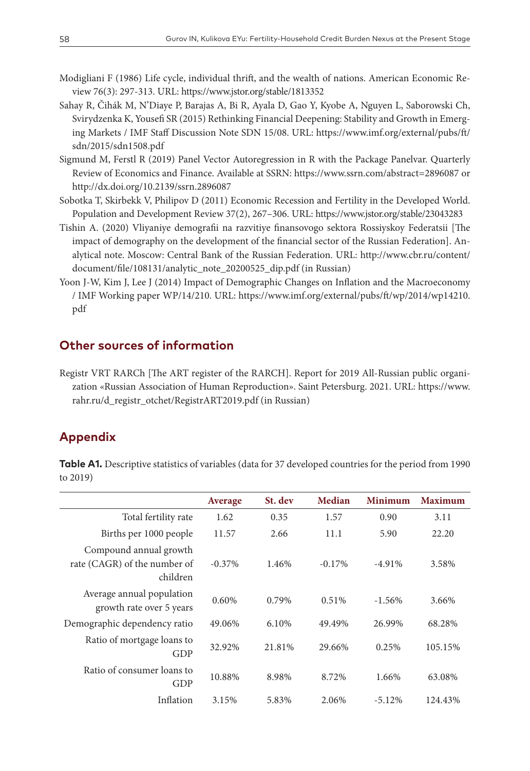Modigliani F (1986) Life cycle, individual thrift, and the wealth of nations. American Economic Review 76(3): 297-313. URL: https://www.jstor.org/stable/1813352

Sahay R, Čihák M, N'Diaye P, Barajas A, Bi R, Ayala D, Gao Y, Kyobe A, Nguyen L, Saborowski Ch, Svirydzenka K, Yousefi SR (2015) Rethinking Financial Deepening: Stability and Growth in Emerging Markets / IMF Staff Discussion Note SDN 15/08. URL: https://www.imf.org/external/pubs/ft/sdn/2015/sdn1508.pdf

Sigmund M, Ferstl R (2019) Panel Vector Autoregression in R with the Package Panelvar. Quarterly Review of Economics and Finance. Available at SSRN: https://www.ssrn.com/abstract=2896087 or http://dx.doi.org/10.2139/ssrn.2896087

Sobotka T, Skirbekk V, Philipov D (2011) Economic Recession and Fertility in the Developed World. Population and Development Review 37(2), 267–306. URL: https://www.jstor.org/stable/23043283

Tishin A. (2020) Vliyaniye demografii na razvitiye finansovogo sektora Rossiyskoy Federatsii [The impact of demography on the development of the financial sector of the Russian Federation]. Analytical note. Moscow: Central Bank of the Russian Federation. URL: http://www.cbr.ru/content/document/file/108131/analytic_note_20200525_dip.pdf (in Russian)

Yoon J-W, Kim J, Lee J (2014) Impact of Demographic Changes on Inflation and the Macroeconomy / IMF Working paper WP/14/210. URL: https://www.imf.org/external/pubs/ft/wp/2014/wp14210.pdf

## Other sources of information

Registr VRT RARCh [The ART register of the RARCH]. Report for 2019 All-Russian public organization «Russian Association of Human Reproduction». Saint Petersburg. 2021. URL: https://www.rahr.ru/d_registr_otchet/RegistrART2019.pdf (in Russian)

## Appendix

**Table A1.** Descriptive statistics of variables (data for 37 developed countries for the period from 1990 to 2019)

| | Average | St. dev | Median | Minimum | Maximum |
|---|---|---|---|---|---|
| Total fertility rate | 1.62 | 0.35 | 1.57 | 0.90 | 3.11 |
| Births per 1000 people | 11.57 | 2.66 | 11.1 | 5.90 | 22.20 |
| Compound annual growth rate (CAGR) of the number of children | -0.37% | 1.46% | -0.17% | -4.91% | 3.58% |
| Average annual population growth rate over 5 years | 0.60% | 0.79% | 0.51% | -1.56% | 3.66% |
| Demographic dependency ratio | 49.06% | 6.10% | 49.49% | 26.99% | 68.28% |
| Ratio of mortgage loans to GDP | 32.92% | 21.81% | 29.66% | 0.25% | 105.15% |
| Ratio of consumer loans to GDP | 10.88% | 8.98% | 8.72% | 1.66% | 63.08% |
| Inflation | 3.15% | 5.83% | 2.06% | -5.12% | 124.43% |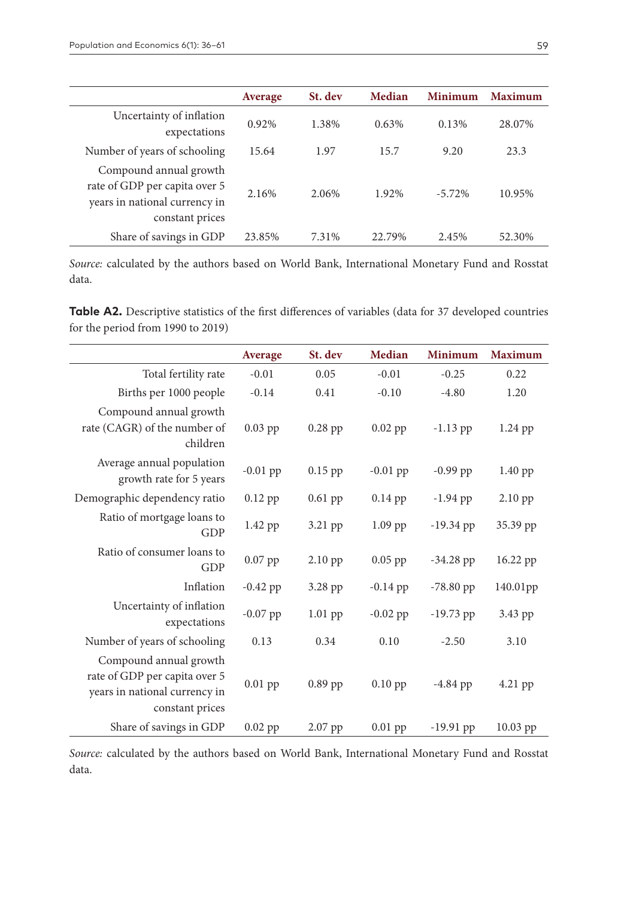| | Average | St. dev | Median | Minimum | Maximum |
|---|---|---|---|---|---|
| Uncertainty of inflation expectations | 0.92% | 1.38% | 0.63% | 0.13% | 28.07% |
| Number of years of schooling | 15.64 | 1.97 | 15.7 | 9.20 | 23.3 |
| Compound annual growth rate of GDP per capita over 5 years in national currency in constant prices | 2.16% | 2.06% | 1.92% | -5.72% | 10.95% |
| Share of savings in GDP | 23.85% | 7.31% | 22.79% | 2.45% | 52.30% |

*Source:* calculated by the authors based on World Bank, International Monetary Fund and Rosstat data.

**Table A2.** Descriptive statistics of the first differences of variables (data for 37 developed countries for the period from 1990 to 2019)

| | Average | St. dev | Median | Minimum | Maximum |
|---|---|---|---|---|---|
| Total fertility rate | -0.01 | 0.05 | -0.01 | -0.25 | 0.22 |
| Births per 1000 people | -0.14 | 0.41 | -0.10 | -4.80 | 1.20 |
| Compound annual growth rate (CAGR) of the number of children | 0.03 pp | 0.28 pp | 0.02 pp | -1.13 pp | 1.24 pp |
| Average annual population growth rate for 5 years | -0.01 pp | 0.15 pp | -0.01 pp | -0.99 pp | 1.40 pp |
| Demographic dependency ratio | 0.12 pp | 0.61 pp | 0.14 pp | -1.94 pp | 2.10 pp |
| Ratio of mortgage loans to GDP | 1.42 pp | 3.21 pp | 1.09 pp | -19.34 pp | 35.39 pp |
| Ratio of consumer loans to GDP | 0.07 pp | 2.10 pp | 0.05 pp | -34.28 pp | 16.22 pp |
| Inflation | -0.42 pp | 3.28 pp | -0.14 pp | -78.80 pp | 140.01pp |
| Uncertainty of inflation expectations | -0.07 pp | 1.01 pp | -0.02 pp | -19.73 pp | 3.43 pp |
| Number of years of schooling | 0.13 | 0.34 | 0.10 | -2.50 | 3.10 |
| Compound annual growth rate of GDP per capita over 5 years in national currency in constant prices | 0.01 pp | 0.89 pp | 0.10 pp | -4.84 pp | 4.21 pp |
| Share of savings in GDP | 0.02 pp | 2.07 pp | 0.01 pp | -19.91 pp | 10.03 pp |

*Source:* calculated by the authors based on World Bank, International Monetary Fund and Rosstat data.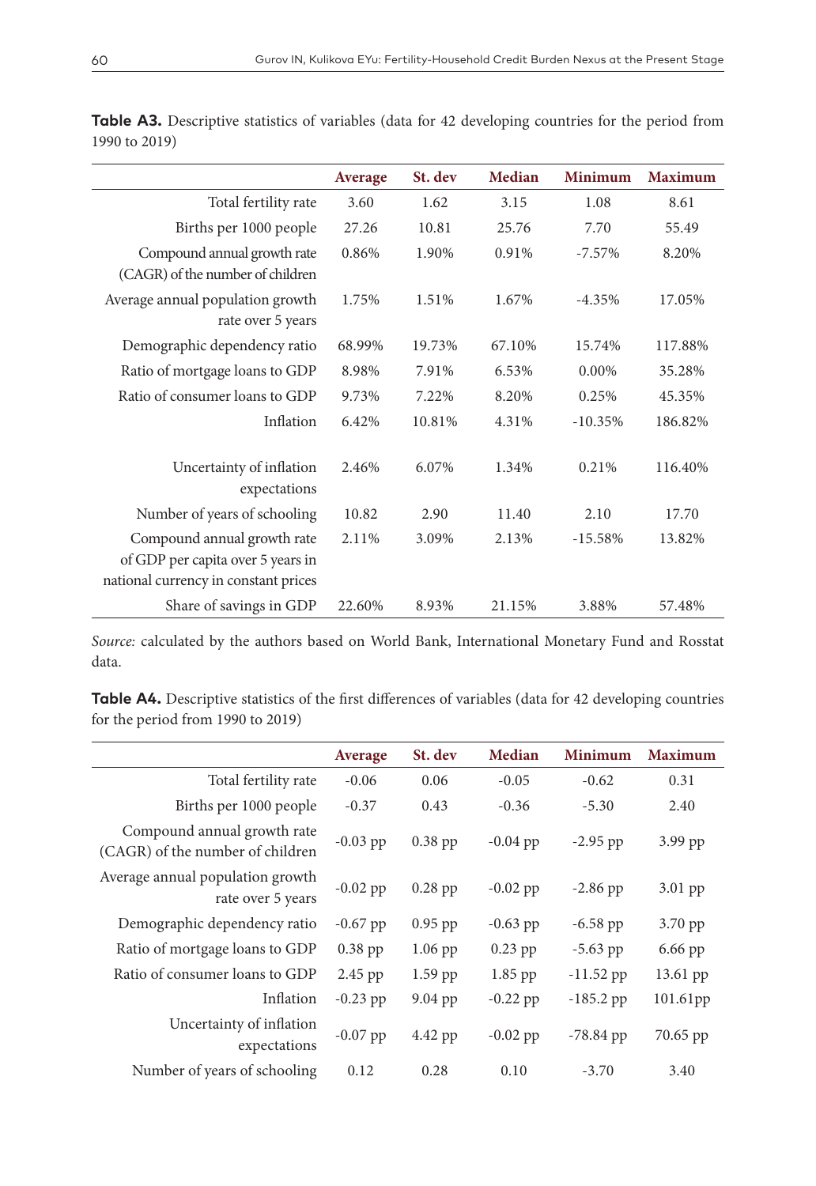**Table A3.** Descriptive statistics of variables (data for 42 developing countries for the period from 1990 to 2019)

| | Average | St. dev | Median | Minimum | Maximum |
|---|---|---|---|---|---|
| Total fertility rate | 3.60 | 1.62 | 3.15 | 1.08 | 8.61 |
| Births per 1000 people | 27.26 | 10.81 | 25.76 | 7.70 | 55.49 |
| Compound annual growth rate (CAGR) of the number of children | 0.86% | 1.90% | 0.91% | -7.57% | 8.20% |
| Average annual population growth rate over 5 years | 1.75% | 1.51% | 1.67% | -4.35% | 17.05% |
| Demographic dependency ratio | 68.99% | 19.73% | 67.10% | 15.74% | 117.88% |
| Ratio of mortgage loans to GDP | 8.98% | 7.91% | 6.53% | 0.00% | 35.28% |
| Ratio of consumer loans to GDP | 9.73% | 7.22% | 8.20% | 0.25% | 45.35% |
| Inflation | 6.42% | 10.81% | 4.31% | -10.35% | 186.82% |
| Uncertainty of inflation expectations | 2.46% | 6.07% | 1.34% | 0.21% | 116.40% |
| Number of years of schooling | 10.82 | 2.90 | 11.40 | 2.10 | 17.70 |
| Compound annual growth rate of GDP per capita over 5 years in national currency in constant prices | 2.11% | 3.09% | 2.13% | -15.58% | 13.82% |
| Share of savings in GDP | 22.60% | 8.93% | 21.15% | 3.88% | 57.48% |

*Source:* calculated by the authors based on World Bank, International Monetary Fund and Rosstat data.

**Table A4.** Descriptive statistics of the first differences of variables (data for 42 developing countries for the period from 1990 to 2019)

| | Average | St. dev | Median | Minimum | Maximum |
|---|---|---|---|---|---|
| Total fertility rate | -0.06 | 0.06 | -0.05 | -0.62 | 0.31 |
| Births per 1000 people | -0.37 | 0.43 | -0.36 | -5.30 | 2.40 |
| Compound annual growth rate (CAGR) of the number of children | -0.03 pp | 0.38 pp | -0.04 pp | -2.95 pp | 3.99 pp |
| Average annual population growth rate over 5 years | -0.02 pp | 0.28 pp | -0.02 pp | -2.86 pp | 3.01 pp |
| Demographic dependency ratio | -0.67 pp | 0.95 pp | -0.63 pp | -6.58 pp | 3.70 pp |
| Ratio of mortgage loans to GDP | 0.38 pp | 1.06 pp | 0.23 pp | -5.63 pp | 6.66 pp |
| Ratio of consumer loans to GDP | 2.45 pp | 1.59 pp | 1.85 pp | -11.52 pp | 13.61 pp |
| Inflation | -0.23 pp | 9.04 pp | -0.22 pp | -185.2 pp | 101.61pp |
| Uncertainty of inflation expectations | -0.07 pp | 4.42 pp | -0.02 pp | -78.84 pp | 70.65 pp |
| Number of years of schooling | 0.12 | 0.28 | 0.10 | -3.70 | 3.40 |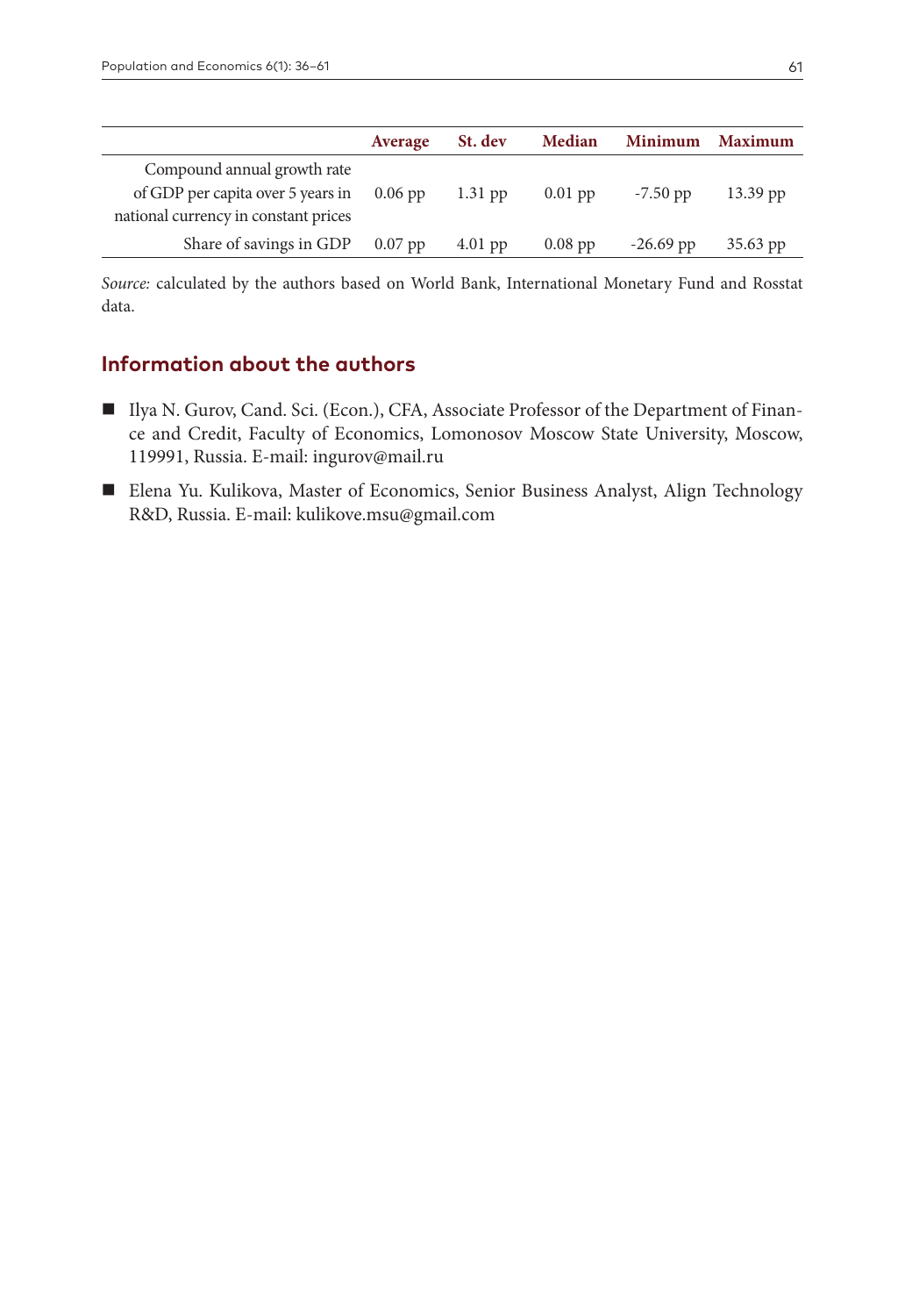| | Average | St. dev | Median | Minimum | Maximum |
|---|---|---|---|---|---|
| Compound annual growth rate of GDP per capita over 5 years in national currency in constant prices | 0.06 pp | 1.31 pp | 0.01 pp | -7.50 pp | 13.39 pp |
| Share of savings in GDP | 0.07 pp | 4.01 pp | 0.08 pp | -26.69 pp | 35.63 pp |

*Source:* calculated by the authors based on World Bank, International Monetary Fund and Rosstat data.

## Information about the authors

- Ilya N. Gurov, Cand. Sci. (Econ.), CFA, Associate Professor of the Department of Finance and Credit, Faculty of Economics, Lomonosov Moscow State University, Moscow, 119991, Russia. E-mail: ingurov@mail.ru
- Elena Yu. Kulikova, Master of Economics, Senior Business Analyst, Align Technology R&D, Russia. E-mail: kulikove.msu@gmail.com